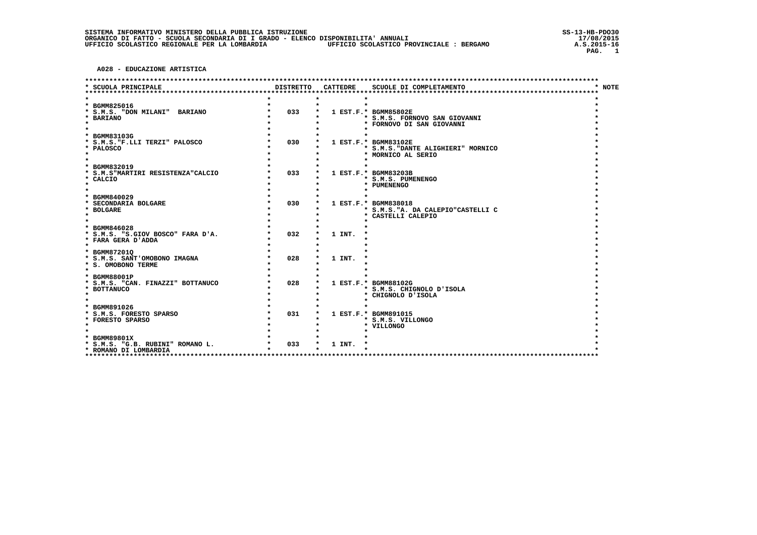SISTEMA INFORMATIVO MINISTERO DELLA PUBBLICA ISTRUZIONE
ORGANICO DI FATTO - SCUOLA SECONDARIA DI I GRADO - ELENCO DISPONIBILITA' ANNUALI
UFFICIO SCOLASTICO REGIONALE PER LA LOMBARDIA — UFFICIO SCOLASTICO PROVINCIALE : BERGAMO

SS-13-HB-PDO30
17/08/2015
A.S.2015-16

## A028 - EDUCAZIONE ARTISTICA

| SCUOLA PRINCIPALE | DISTRETTO | CATTEDRE | SCUOLE DI COMPLETAMENTO | NOTE |
|---|---|---|---|---|
| BGMM825016<br>S.M.S. "DON MILANI" BARIANO<br>BARIANO | 033 | 1 EST.F. | BGMM85802E<br>S.M.S. FORNOVO SAN GIOVANNI<br>FORNOVO DI SAN GIOVANNI | |
| BGMM83103G<br>S.M.S."F.LLI TERZI" PALOSCO<br>PALOSCO | 030 | 1 EST.F. | BGMM83102E<br>S.M.S."DANTE ALIGHIERI" MORNICO<br>MORNICO AL SERIO | |
| BGMM832019<br>S.M.S"MARTIRI RESISTENZA"CALCIO<br>CALCIO | 033 | 1 EST.F. | BGMM83203B<br>S.M.S. PUMENENGO<br>PUMENENGO | |
| BGMM840029<br>SECONDARIA BOLGARE<br>BOLGARE | 030 | 1 EST.F. | BGMM838018<br>S.M.S."A. DA CALEPIO"CASTELLI C<br>CASTELLI CALEPIO | |
| BGMM846028<br>S.M.S. "S.GIOV BOSCO" FARA D'A.<br>FARA GERA D'ADDA | 032 | 1 INT. | | |
| BGMM87201Q<br>S.M.S. SANT'OMOBONO IMAGNA<br>S. OMOBONO TERME | 028 | 1 INT. | | |
| BGMM88001P<br>S.M.S. "CAN. FINAZZI" BOTTANUCO<br>BOTTANUCO | 028 | 1 EST.F. | BGMM88102G<br>S.M.S. CHIGNOLO D'ISOLA<br>CHIGNOLO D'ISOLA | |
| BGMM891026<br>S.M.S. FORESTO SPARSO<br>FORESTO SPARSO | 031 | 1 EST.F. | BGMM891015<br>S.M.S. VILLONGO<br>VILLONGO | |
| BGMM89801X<br>S.M.S. "G.B. RUBINI" ROMANO L.<br>ROMANO DI LOMBARDIA | 033 | 1 INT. | | |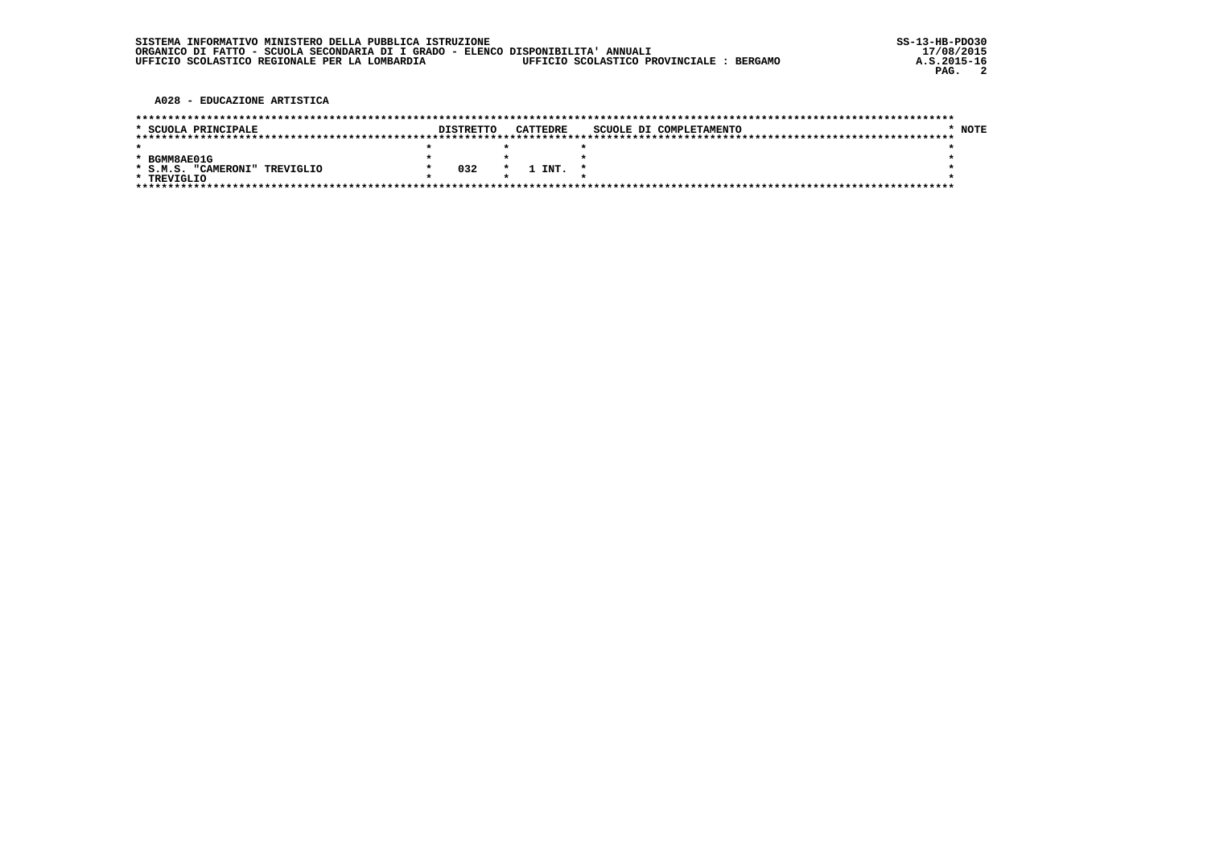SISTEMA INFORMATIVO MINISTERO DELLA PUBBLICA ISTRUZIONE
ORGANICO DI FATTO - SCUOLA SECONDARIA DI I GRADO - ELENCO DISPONIBILITA' ANNUALI
UFFICIO SCOLASTICO REGIONALE PER LA LOMBARDIA — UFFICIO SCOLASTICO PROVINCIALE : BERGAMO

SS-13-HB-PDO30
17/08/2015
A.S.2015-16

## A028 - EDUCAZIONE ARTISTICA

| SCUOLA PRINCIPALE | DISTRETTO | CATTEDRE | SCUOLE DI COMPLETAMENTO | NOTE |
|---|---|---|---|---|
| BGMM8AE01G<br>S.M.S. "CAMERONI" TREVIGLIO<br>TREVIGLIO | 032 | 1 INT. | | |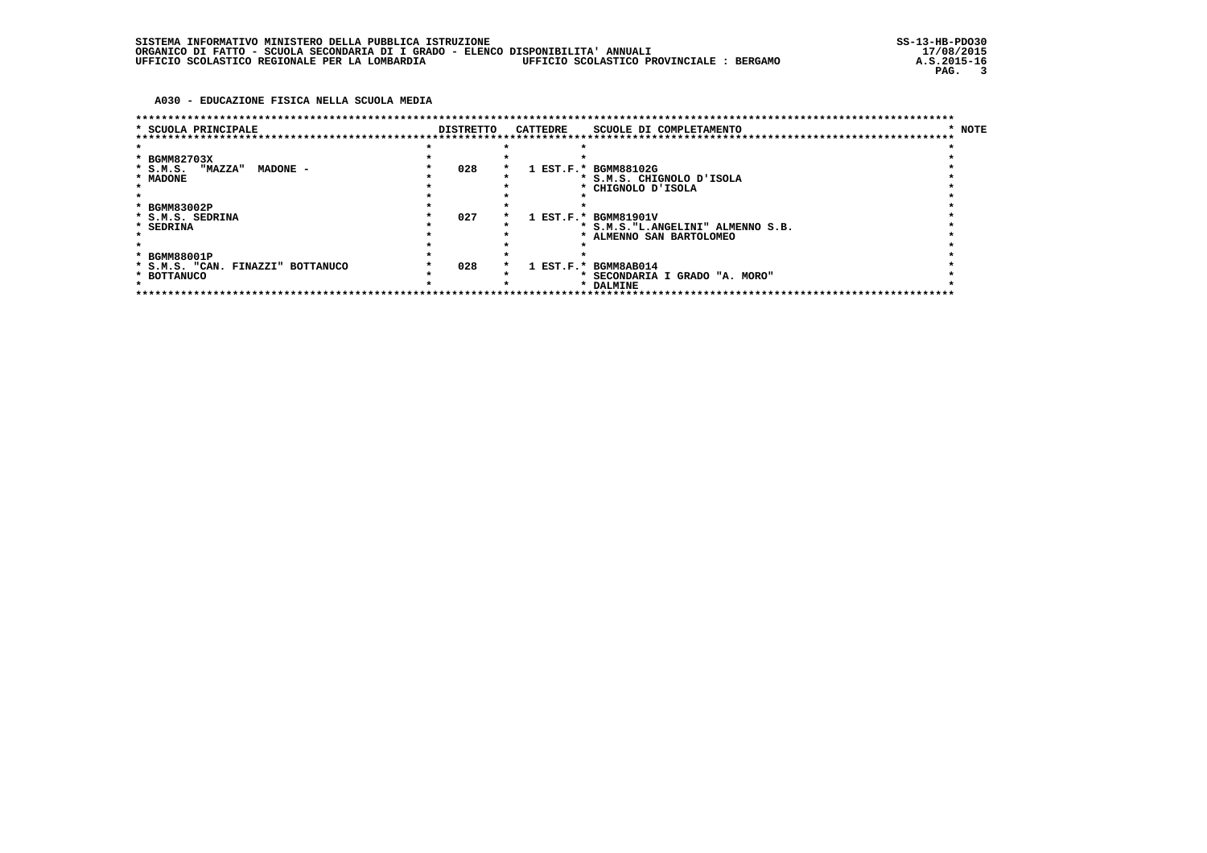## A030 - EDUCAZIONE FISICA NELLA SCUOLA MEDIA

| SCUOLA PRINCIPALE | DISTRETTO | CATTEDRE | SCUOLE DI COMPLETAMENTO | NOTE |
|---|---|---|---|---|
| BGMM82703X<br>S.M.S. "MAZZA" MADONE -<br>MADONE | 028 | 1 EST.F. | BGMM88102G<br>S.M.S. CHIGNOLO D'ISOLA<br>CHIGNOLO D'ISOLA | |
| BGMM83002P<br>S.M.S. SEDRINA<br>SEDRINA | 027 | 1 EST.F. | BGMM81901V<br>S.M.S."L.ANGELINI" ALMENNO S.B.<br>ALMENNO SAN BARTOLOMEO | |
| BGMM88001P<br>S.M.S. "CAN. FINAZZI" BOTTANUCO<br>BOTTANUCO | 028 | 1 EST.F. | BGMM8AB014<br>SECONDARIA I GRADO "A. MORO"<br>DALMINE | |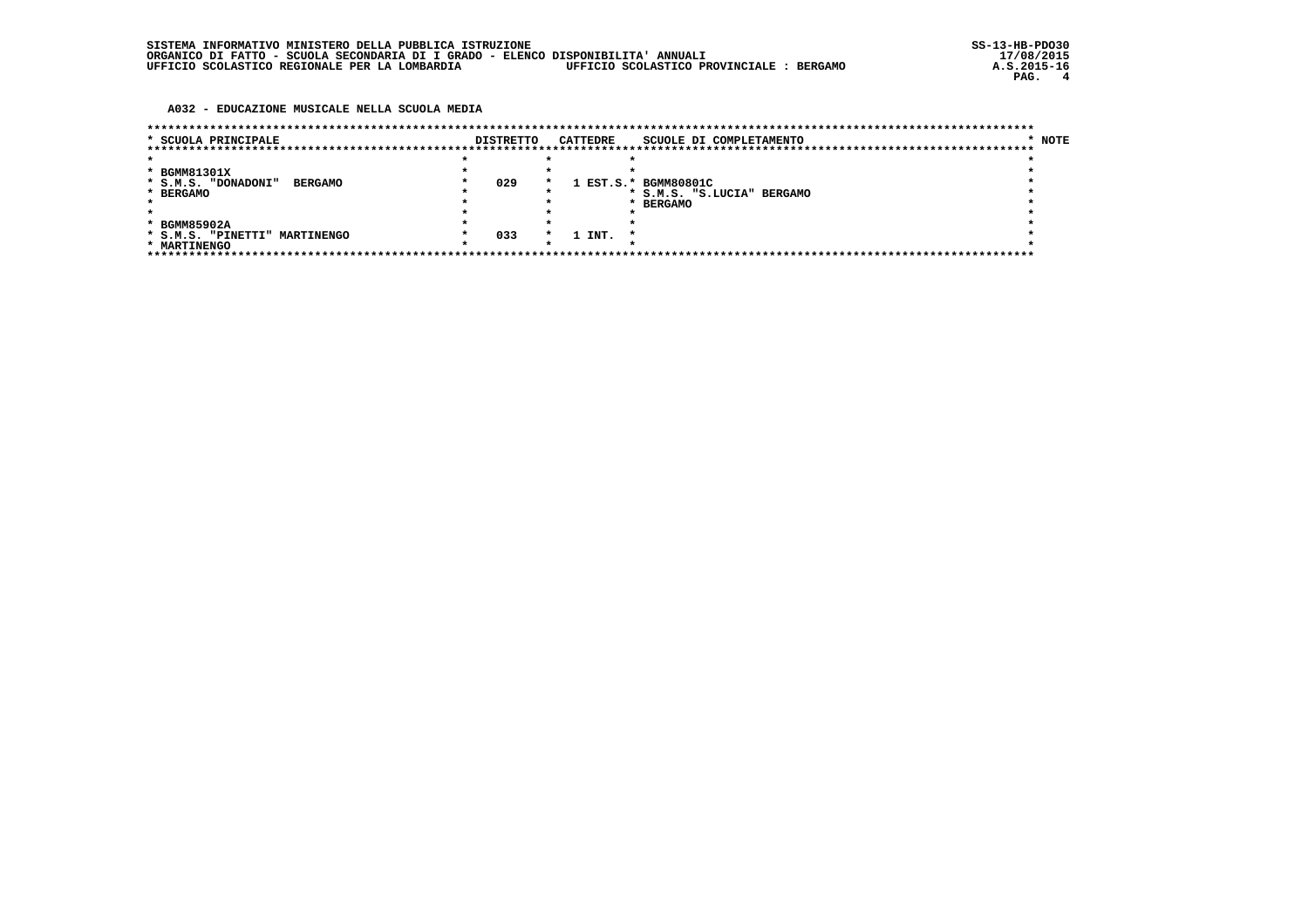SISTEMA INFORMATIVO MINISTERO DELLA PUBBLICA ISTRUZIONE
ORGANICO DI FATTO - SCUOLA SECONDARIA DI I GRADO - ELENCO DISPONIBILITA' ANNUALI
UFFICIO SCOLASTICO REGIONALE PER LA LOMBARDIA — UFFICIO SCOLASTICO PROVINCIALE : BERGAMO

SS-13-HB-PDO30
17/08/2015
A.S.2015-16

## A032 - EDUCAZIONE MUSICALE NELLA SCUOLA MEDIA

| SCUOLA PRINCIPALE | DISTRETTO | CATTEDRE | SCUOLE DI COMPLETAMENTO | NOTE |
|---|---|---|---|---|
| BGMM81301X<br>S.M.S. "DONADONI" BERGAMO<br>BERGAMO | 029 | 1 EST.S. | BGMM80801C<br>S.M.S. "S.LUCIA" BERGAMO<br>BERGAMO | |
| BGMM85902A<br>S.M.S. "PINETTI" MARTINENGO<br>MARTINENGO | 033 | 1 INT. | | |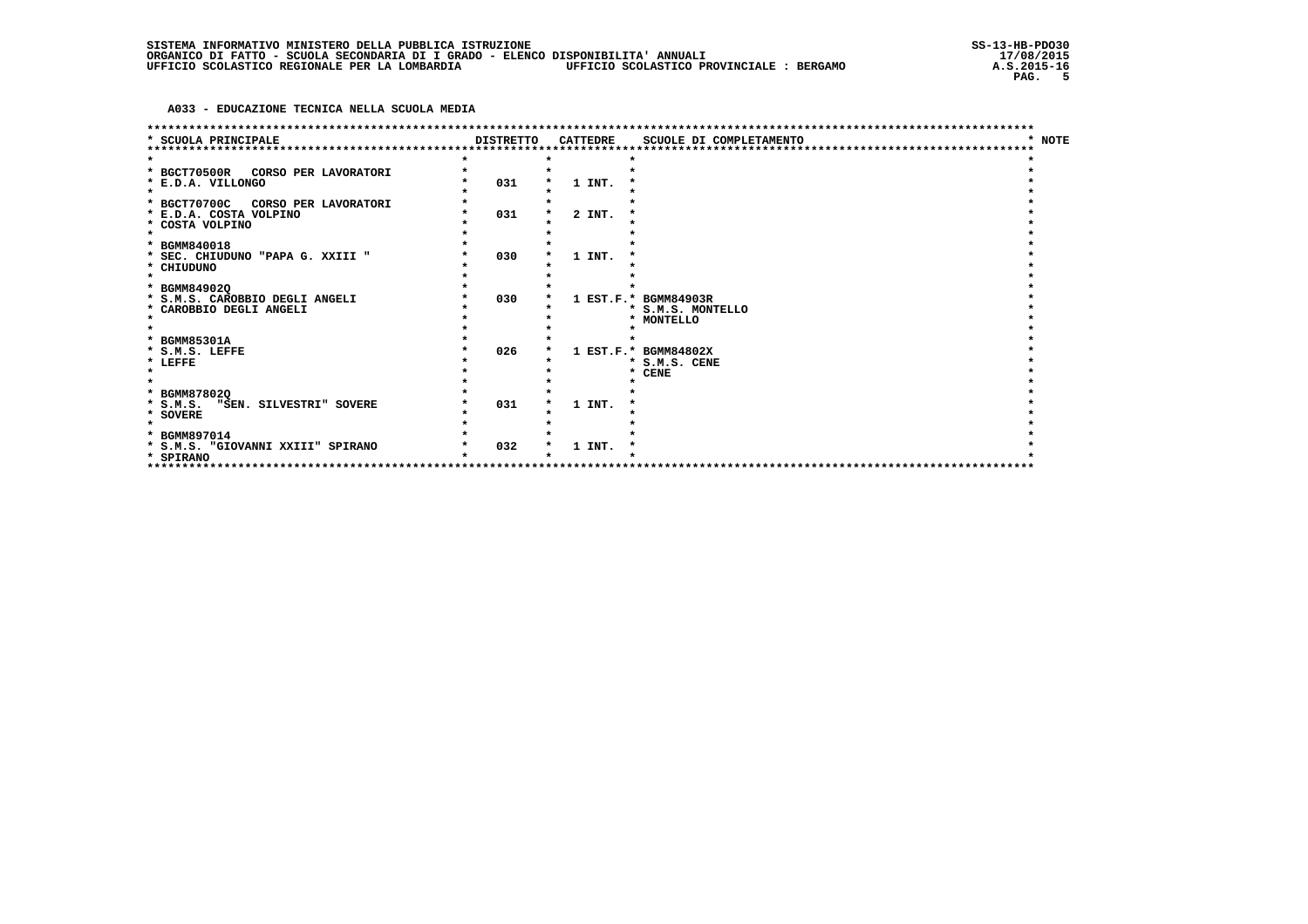SISTEMA INFORMATIVO MINISTERO DELLA PUBBLICA ISTRUZIONE
ORGANICO DI FATTO - SCUOLA SECONDARIA DI I GRADO - ELENCO DISPONIBILITA' ANNUALI
UFFICIO SCOLASTICO REGIONALE PER LA LOMBARDIA    UFFICIO SCOLASTICO PROVINCIALE : BERGAMO

SS-13-HB-PDO30
17/08/2015
A.S.2015-16

**A033 - EDUCAZIONE TECNICA NELLA SCUOLA MEDIA**

| SCUOLA PRINCIPALE | DISTRETTO | CATTEDRE | SCUOLE DI COMPLETAMENTO | NOTE |
|---|---|---|---|---|
| BGCT70500R CORSO PER LAVORATORI<br>E.D.A. VILLONGO | 031 | 1 INT. | | |
| BGCT70700C CORSO PER LAVORATORI<br>E.D.A. COSTA VOLPINO<br>COSTA VOLPINO | 031 | 2 INT. | | |
| BGMM840018<br>SEC. CHIUDUNO "PAPA G. XXIII "<br>CHIUDUNO | 030 | 1 INT. | | |
| BGMM84902Q<br>S.M.S. CAROBBIO DEGLI ANGELI<br>CAROBBIO DEGLI ANGELI | 030 | 1 EST.F. | BGMM84903R<br>S.M.S. MONTELLO<br>MONTELLO | |
| BGMM85301A<br>S.M.S. LEFFE<br>LEFFE | 026 | 1 EST.F. | BGMM84802X<br>S.M.S. CENE<br>CENE | |
| BGMM87802Q<br>S.M.S. "SEN. SILVESTRI" SOVERE<br>SOVERE | 031 | 1 INT. | | |
| BGMM897014<br>S.M.S. "GIOVANNI XXIII" SPIRANO<br>SPIRANO | 032 | 1 INT. | | |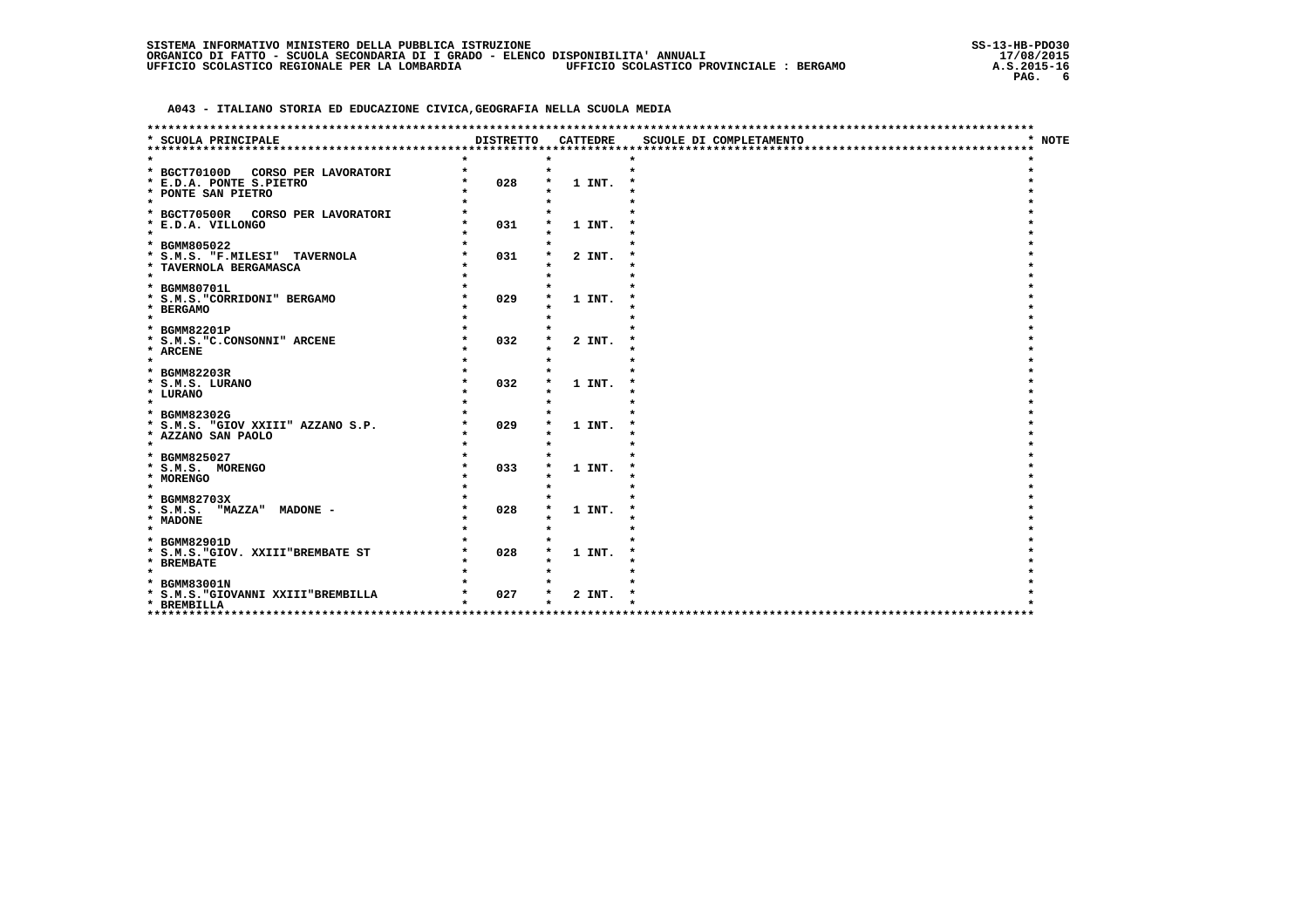SISTEMA INFORMATIVO MINISTERO DELLA PUBBLICA ISTRUZIONE
ORGANICO DI FATTO - SCUOLA SECONDARIA DI I GRADO - ELENCO DISPONIBILITA' ANNUALI
UFFICIO SCOLASTICO REGIONALE PER LA LOMBARDIA — UFFICIO SCOLASTICO PROVINCIALE : BERGAMO

SS-13-HB-PDO30
17/08/2015
A.S.2015-16

## A043 - ITALIANO STORIA ED EDUCAZIONE CIVICA,GEOGRAFIA NELLA SCUOLA MEDIA

| SCUOLA PRINCIPALE | DISTRETTO | CATTEDRE | SCUOLE DI COMPLETAMENTO | NOTE |
|---|---|---|---|---|
| BGCT70100D CORSO PER LAVORATORI<br>E.D.A. PONTE S.PIETRO<br>PONTE SAN PIETRO | 028 | 1 INT. | | |
| BGCT70500R CORSO PER LAVORATORI<br>E.D.A. VILLONGO | 031 | 1 INT. | | |
| BGMM805022<br>S.M.S. "F.MILESI" TAVERNOLA<br>TAVERNOLA BERGAMASCA | 031 | 2 INT. | | |
| BGMM80701L<br>S.M.S."CORRIDONI" BERGAMO<br>BERGAMO | 029 | 1 INT. | | |
| BGMM82201P<br>S.M.S."C.CONSONNI" ARCENE<br>ARCENE | 032 | 2 INT. | | |
| BGMM82203R<br>S.M.S. LURANO<br>LURANO | 032 | 1 INT. | | |
| BGMM82302G<br>S.M.S. "GIOV XXIII" AZZANO S.P.<br>AZZANO SAN PAOLO | 029 | 1 INT. | | |
| BGMM825027<br>S.M.S. MORENGO<br>MORENGO | 033 | 1 INT. | | |
| BGMM82703X<br>S.M.S. "MAZZA" MADONE -<br>MADONE | 028 | 1 INT. | | |
| BGMM82901D<br>S.M.S."GIOV. XXIII"BREMBATE ST<br>BREMBATE | 028 | 1 INT. | | |
| BGMM83001N<br>S.M.S."GIOVANNI XXIII"BREMBILLA<br>BREMBILLA | 027 | 2 INT. | | |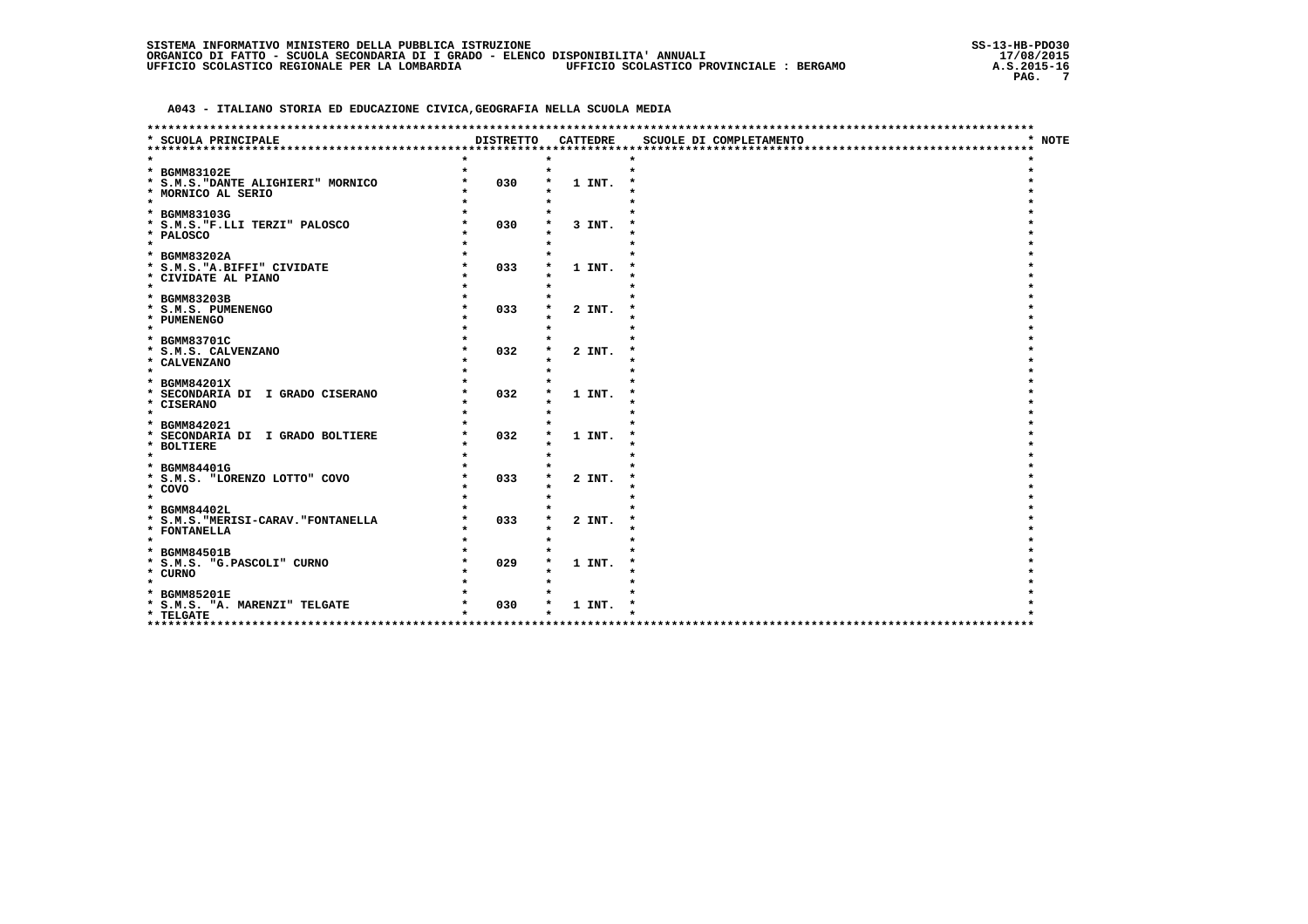SISTEMA INFORMATIVO MINISTERO DELLA PUBBLICA ISTRUZIONE
ORGANICO DI FATTO - SCUOLA SECONDARIA DI I GRADO - ELENCO DISPONIBILITA' ANNUALI
UFFICIO SCOLASTICO REGIONALE PER LA LOMBARDIA — UFFICIO SCOLASTICO PROVINCIALE : BERGAMO

SS-13-HB-PDO30
17/08/2015
A.S.2015-16

## A043 - ITALIANO STORIA ED EDUCAZIONE CIVICA,GEOGRAFIA NELLA SCUOLA MEDIA

| SCUOLA PRINCIPALE | DISTRETTO | CATTEDRE | SCUOLE DI COMPLETAMENTO | NOTE |
|---|---|---|---|---|
| BGMM83102E<br>S.M.S."DANTE ALIGHIERI" MORNICO<br>MORNICO AL SERIO | 030 | 1 INT. | | |
| BGMM83103G<br>S.M.S."F.LLI TERZI" PALOSCO<br>PALOSCO | 030 | 3 INT. | | |
| BGMM83202A<br>S.M.S."A.BIFFI" CIVIDATE<br>CIVIDATE AL PIANO | 033 | 1 INT. | | |
| BGMM83203B<br>S.M.S. PUMENENGO<br>PUMENENGO | 033 | 2 INT. | | |
| BGMM83701C<br>S.M.S. CALVENZANO<br>CALVENZANO | 032 | 2 INT. | | |
| BGMM84201X<br>SECONDARIA DI I GRADO CISERANO<br>CISERANO | 032 | 1 INT. | | |
| BGMM842021<br>SECONDARIA DI I GRADO BOLTIERE<br>BOLTIERE | 032 | 1 INT. | | |
| BGMM84401G<br>S.M.S. "LORENZO LOTTO" COVO<br>COVO | 033 | 2 INT. | | |
| BGMM84402L<br>S.M.S."MERISI-CARAV."FONTANELLA<br>FONTANELLA | 033 | 2 INT. | | |
| BGMM84501B<br>S.M.S. "G.PASCOLI" CURNO<br>CURNO | 029 | 1 INT. | | |
| BGMM85201E<br>S.M.S. "A. MARENZI" TELGATE<br>TELGATE | 030 | 1 INT. | | |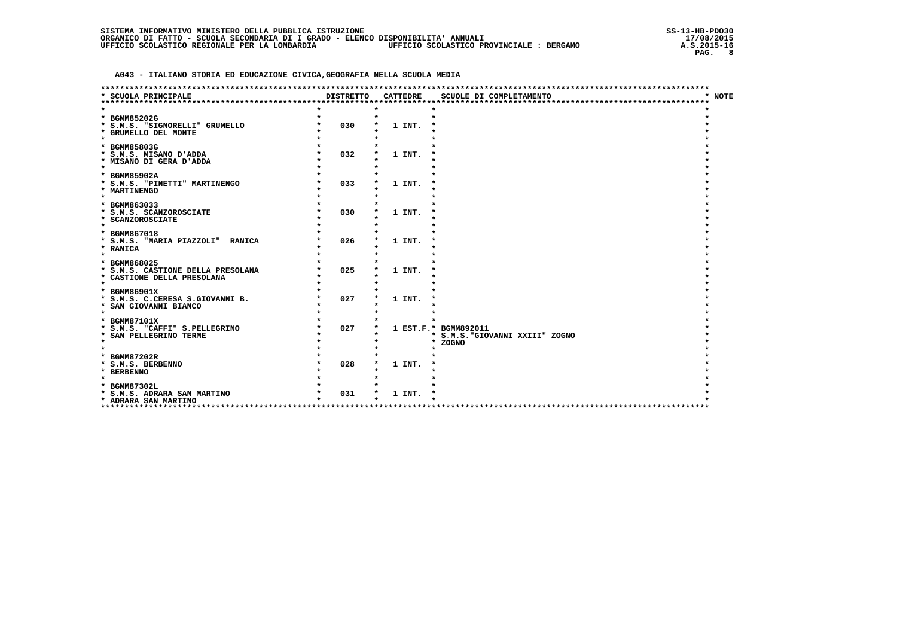## A043 - ITALIANO STORIA ED EDUCAZIONE CIVICA,GEOGRAFIA NELLA SCUOLA MEDIA

| SCUOLA PRINCIPALE | DISTRETTO | CATTEDRE | SCUOLE DI COMPLETAMENTO | NOTE |
|---|---|---|---|---|
| BGMM85202G<br>S.M.S. "SIGNORELLI" GRUMELLO<br>GRUMELLO DEL MONTE | 030 | 1 INT. | | |
| BGMM85803G<br>S.M.S. MISANO D'ADDA<br>MISANO DI GERA D'ADDA | 032 | 1 INT. | | |
| BGMM85902A<br>S.M.S. "PINETTI" MARTINENGO<br>MARTINENGO | 033 | 1 INT. | | |
| BGMM863033<br>S.M.S. SCANZOROSCIATE<br>SCANZOROSCIATE | 030 | 1 INT. | | |
| BGMM867018<br>S.M.S. "MARIA PIAZZOLI" RANICA<br>RANICA | 026 | 1 INT. | | |
| BGMM868025<br>S.M.S. CASTIONE DELLA PRESOLANA<br>CASTIONE DELLA PRESOLANA | 025 | 1 INT. | | |
| BGMM86901X<br>S.M.S. C.CERESA S.GIOVANNI B.<br>SAN GIOVANNI BIANCO | 027 | 1 INT. | | |
| BGMM87101X<br>S.M.S. "CAFFI" S.PELLEGRINO<br>SAN PELLEGRINO TERME | 027 | 1 EST.F. | BGMM892011<br>S.M.S."GIOVANNI XXIII" ZOGNO<br>ZOGNO | |
| BGMM87202R<br>S.M.S. BERBENNO<br>BERBENNO | 028 | 1 INT. | | |
| BGMM87302L<br>S.M.S. ADRARA SAN MARTINO<br>ADRARA SAN MARTINO | 031 | 1 INT. | | |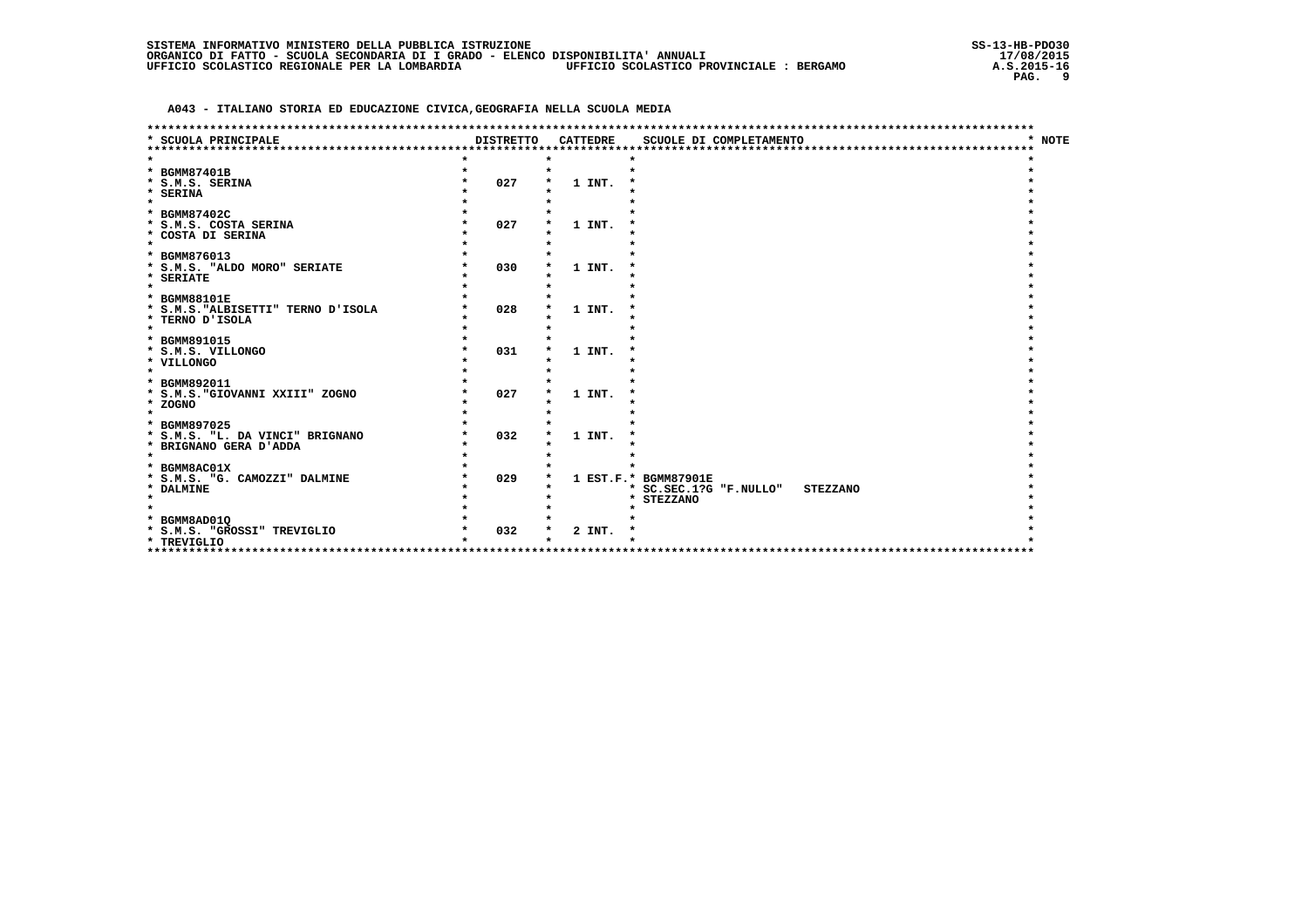## A043 - ITALIANO STORIA ED EDUCAZIONE CIVICA,GEOGRAFIA NELLA SCUOLA MEDIA

| SCUOLA PRINCIPALE | DISTRETTO | CATTEDRE | SCUOLE DI COMPLETAMENTO | NOTE |
|---|---|---|---|---|
| BGMM87401B<br>S.M.S. SERINA<br>SERINA | 027 | 1 INT. | | |
| BGMM87402C<br>S.M.S. COSTA SERINA<br>COSTA DI SERINA | 027 | 1 INT. | | |
| BGMM876013<br>S.M.S. "ALDO MORO" SERIATE<br>SERIATE | 030 | 1 INT. | | |
| BGMM88101E<br>S.M.S."ALBISETTI" TERNO D'ISOLA<br>TERNO D'ISOLA | 028 | 1 INT. | | |
| BGMM891015<br>S.M.S. VILLONGO<br>VILLONGO | 031 | 1 INT. | | |
| BGMM892011<br>S.M.S."GIOVANNI XXIII" ZOGNO<br>ZOGNO | 027 | 1 INT. | | |
| BGMM897025<br>S.M.S. "L. DA VINCI" BRIGNANO<br>BRIGNANO GERA D'ADDA | 032 | 1 INT. | | |
| BGMM8AC01X<br>S.M.S. "G. CAMOZZI" DALMINE<br>DALMINE | 029 | 1 EST.F. | BGMM87901E<br>SC.SEC.1?G "F.NULLO" STEZZANO<br>STEZZANO | |
| BGMM8AD01Q<br>S.M.S. "GROSSI" TREVIGLIO<br>TREVIGLIO | 032 | 2 INT. | | |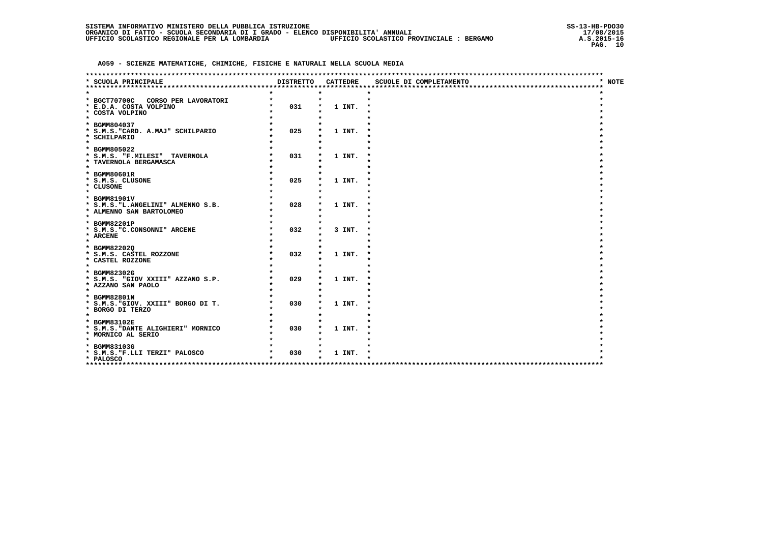## A059 - SCIENZE MATEMATICHE, CHIMICHE, FISICHE E NATURALI NELLA SCUOLA MEDIA

| SCUOLA PRINCIPALE | DISTRETTO | CATTEDRE | SCUOLE DI COMPLETAMENTO | NOTE |
|---|---|---|---|---|
| BGCT70700C CORSO PER LAVORATORI<br>E.D.A. COSTA VOLPINO<br>COSTA VOLPINO | 031 | 1 INT. | | |
| BGMM804037<br>S.M.S."CARD. A.MAJ" SCHILPARIO<br>SCHILPARIO | 025 | 1 INT. | | |
| BGMM805022<br>S.M.S. "F.MILESI" TAVERNOLA<br>TAVERNOLA BERGAMASCA | 031 | 1 INT. | | |
| BGMM80601R<br>S.M.S. CLUSONE<br>CLUSONE | 025 | 1 INT. | | |
| BGMM81901V<br>S.M.S."L.ANGELINI" ALMENNO S.B.<br>ALMENNO SAN BARTOLOMEO | 028 | 1 INT. | | |
| BGMM82201P<br>S.M.S."C.CONSONNI" ARCENE<br>ARCENE | 032 | 3 INT. | | |
| BGMM82202Q<br>S.M.S. CASTEL ROZZONE<br>CASTEL ROZZONE | 032 | 1 INT. | | |
| BGMM82302G<br>S.M.S. "GIOV XXIII" AZZANO S.P.<br>AZZANO SAN PAOLO | 029 | 1 INT. | | |
| BGMM82801N<br>S.M.S."GIOV. XXIII" BORGO DI T.<br>BORGO DI TERZO | 030 | 1 INT. | | |
| BGMM83102E<br>S.M.S."DANTE ALIGHIERI" MORNICO<br>MORNICO AL SERIO | 030 | 1 INT. | | |
| BGMM83103G<br>S.M.S."F.LLI TERZI" PALOSCO<br>PALOSCO | 030 | 1 INT. | | |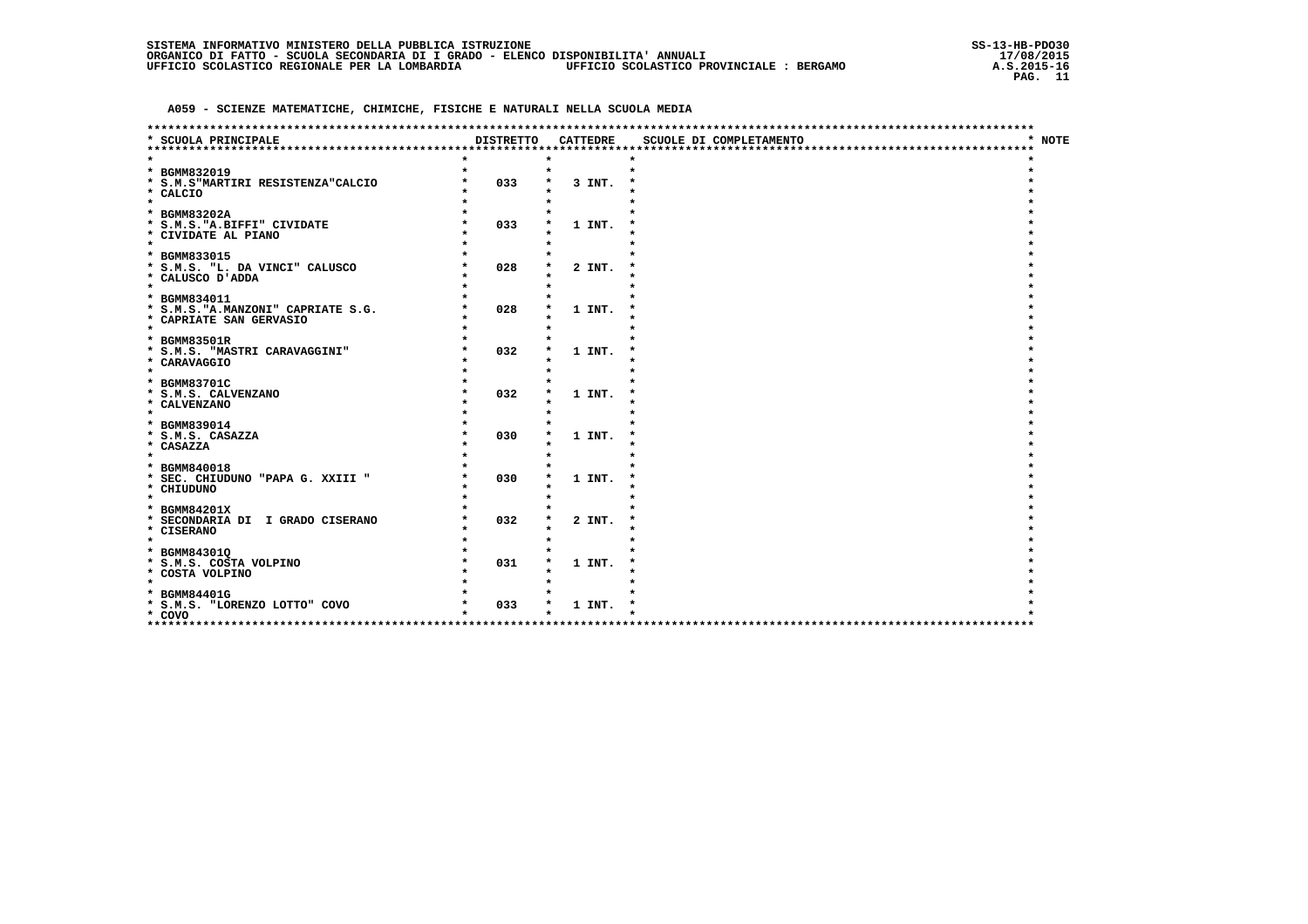SISTEMA INFORMATIVO MINISTERO DELLA PUBBLICA ISTRUZIONE
ORGANICO DI FATTO - SCUOLA SECONDARIA DI I GRADO - ELENCO DISPONIBILITA' ANNUALI
UFFICIO SCOLASTICO REGIONALE PER LA LOMBARDIA — UFFICIO SCOLASTICO PROVINCIALE : BERGAMO

SS-13-HB-PDO30
17/08/2015
A.S.2015-16

**A059 - SCIENZE MATEMATICHE, CHIMICHE, FISICHE E NATURALI NELLA SCUOLA MEDIA**

| SCUOLA PRINCIPALE | DISTRETTO | CATTEDRE | SCUOLE DI COMPLETAMENTO | NOTE |
|---|---|---|---|---|
| BGMM832019<br>S.M.S"MARTIRI RESISTENZA"CALCIO<br>CALCIO | 033 | 3 INT. | | |
| BGMM83202A<br>S.M.S."A.BIFFI" CIVIDATE<br>CIVIDATE AL PIANO | 033 | 1 INT. | | |
| BGMM833015<br>S.M.S. "L. DA VINCI" CALUSCO<br>CALUSCO D'ADDA | 028 | 2 INT. | | |
| BGMM834011<br>S.M.S."A.MANZONI" CAPRIATE S.G.<br>CAPRIATE SAN GERVASIO | 028 | 1 INT. | | |
| BGMM83501R<br>S.M.S. "MASTRI CARAVAGGINI"<br>CARAVAGGIO | 032 | 1 INT. | | |
| BGMM83701C<br>S.M.S. CALVENZANO<br>CALVENZANO | 032 | 1 INT. | | |
| BGMM839014<br>S.M.S. CASAZZA<br>CASAZZA | 030 | 1 INT. | | |
| BGMM840018<br>SEC. CHIUDUNO "PAPA G. XXIII "<br>CHIUDUNO | 030 | 1 INT. | | |
| BGMM84201X<br>SECONDARIA DI I GRADO CISERANO<br>CISERANO | 032 | 2 INT. | | |
| BGMM84301Q<br>S.M.S. COSTA VOLPINO<br>COSTA VOLPINO | 031 | 1 INT. | | |
| BGMM84401G<br>S.M.S. "LORENZO LOTTO" COVO<br>COVO | 033 | 1 INT. | | |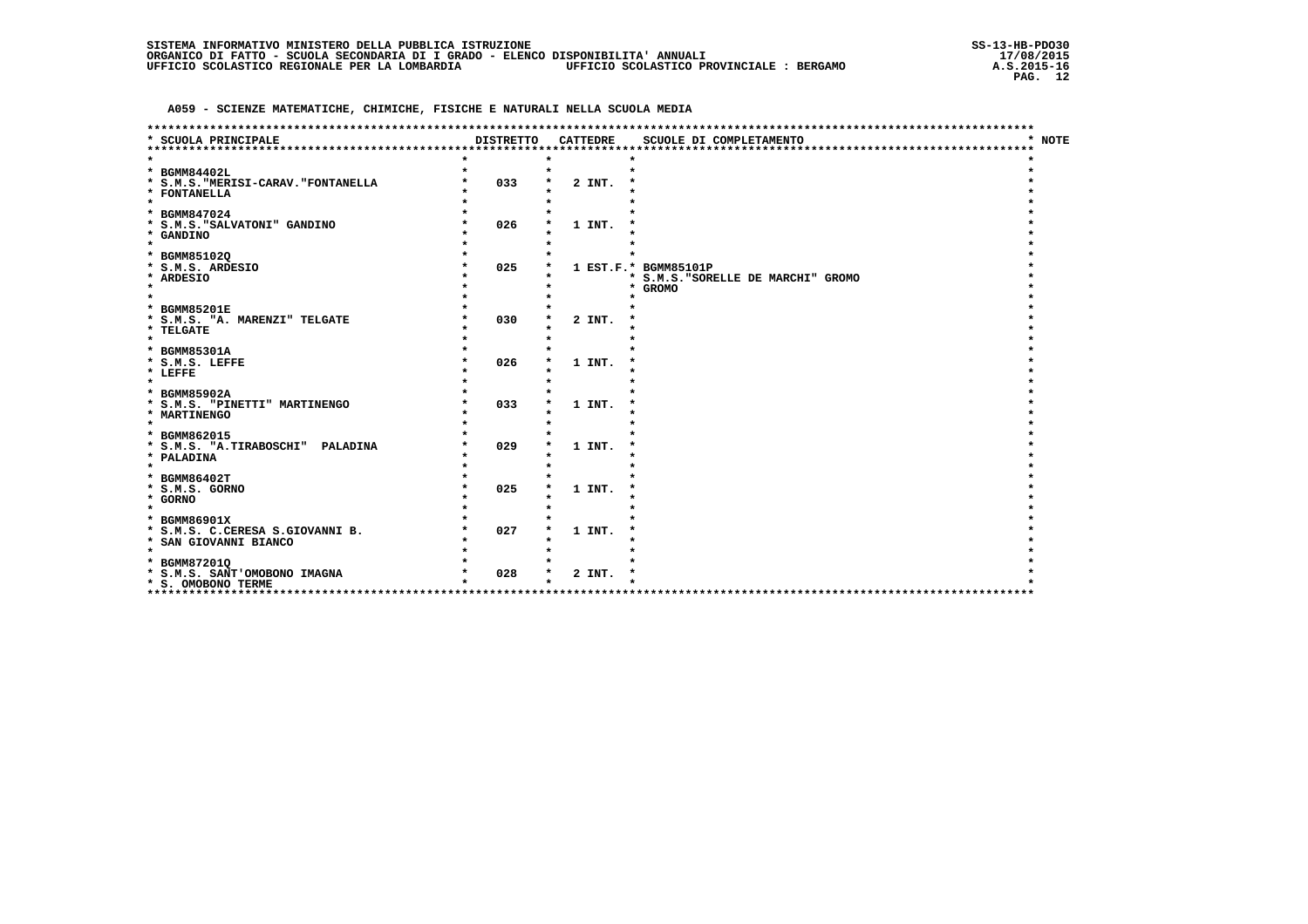## A059 - SCIENZE MATEMATICHE, CHIMICHE, FISICHE E NATURALI NELLA SCUOLA MEDIA

| SCUOLA PRINCIPALE | DISTRETTO | CATTEDRE | SCUOLE DI COMPLETAMENTO | NOTE |
|---|---|---|---|---|
| BGMM84402L<br>S.M.S."MERISI-CARAV."FONTANELLA<br>FONTANELLA | 033 | 2 INT. | | |
| BGMM847024<br>S.M.S."SALVATONI" GANDINO<br>GANDINO | 026 | 1 INT. | | |
| BGMM85102Q<br>S.M.S. ARDESIO<br>ARDESIO | 025 | 1 EST.F. | BGMM85101P<br>S.M.S."SORELLE DE MARCHI" GROMO<br>GROMO | |
| BGMM85201E<br>S.M.S. "A. MARENZI" TELGATE<br>TELGATE | 030 | 2 INT. | | |
| BGMM85301A<br>S.M.S. LEFFE<br>LEFFE | 026 | 1 INT. | | |
| BGMM85902A<br>S.M.S. "PINETTI" MARTINENGO<br>MARTINENGO | 033 | 1 INT. | | |
| BGMM862015<br>S.M.S. "A.TIRABOSCHI" PALADINA<br>PALADINA | 029 | 1 INT. | | |
| BGMM86402T<br>S.M.S. GORNO<br>GORNO | 025 | 1 INT. | | |
| BGMM86901X<br>S.M.S. C.CERESA S.GIOVANNI B.<br>SAN GIOVANNI BIANCO | 027 | 1 INT. | | |
| BGMM87201Q<br>S.M.S. SANT'OMOBONO IMAGNA<br>S. OMOBONO TERME | 028 | 2 INT. | | |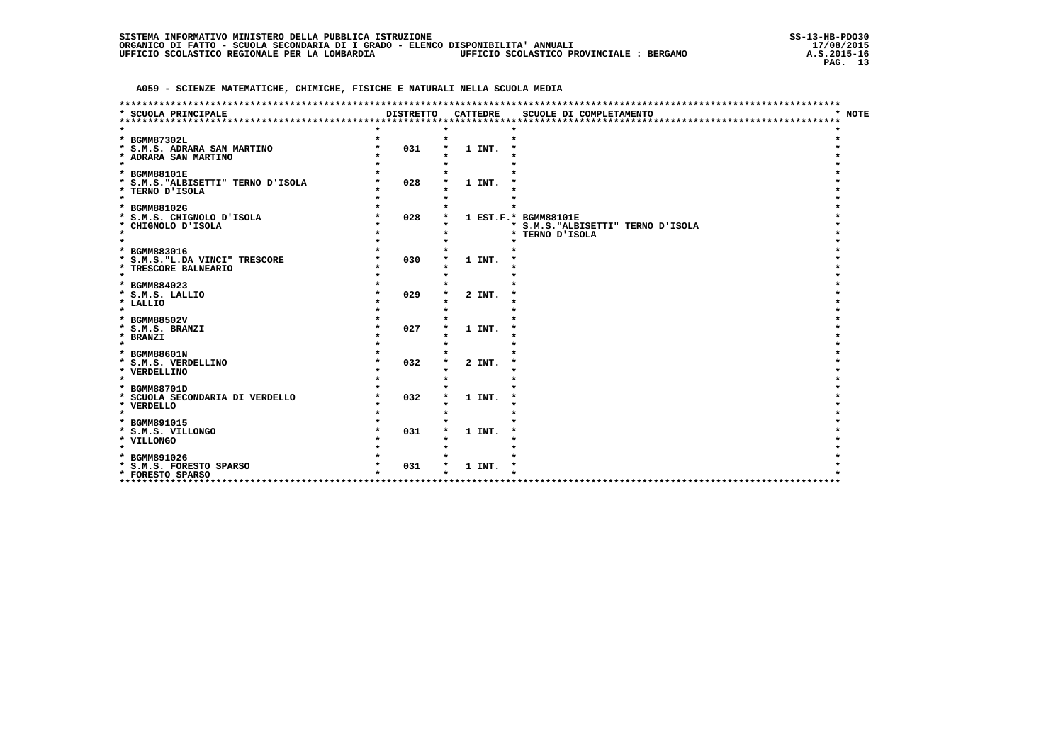SISTEMA INFORMATIVO MINISTERO DELLA PUBBLICA ISTRUZIONE
ORGANICO DI FATTO - SCUOLA SECONDARIA DI I GRADO - ELENCO DISPONIBILITA' ANNUALI
UFFICIO SCOLASTICO REGIONALE PER LA LOMBARDIA — UFFICIO SCOLASTICO PROVINCIALE : BERGAMO

SS-13-HB-PDO30
17/08/2015
A.S.2015-16

## A059 - SCIENZE MATEMATICHE, CHIMICHE, FISICHE E NATURALI NELLA SCUOLA MEDIA

| SCUOLA PRINCIPALE | DISTRETTO | CATTEDRE | SCUOLE DI COMPLETAMENTO | NOTE |
|---|---|---|---|---|
| BGMM87302L<br>S.M.S. ADRARA SAN MARTINO<br>ADRARA SAN MARTINO | 031 | 1 INT. | | |
| BGMM88101E<br>S.M.S."ALBISETTI" TERNO D'ISOLA<br>TERNO D'ISOLA | 028 | 1 INT. | | |
| BGMM88102G<br>S.M.S. CHIGNOLO D'ISOLA<br>CHIGNOLO D'ISOLA | 028 | 1 EST.F. | BGMM88101E<br>S.M.S."ALBISETTI" TERNO D'ISOLA<br>TERNO D'ISOLA | |
| BGMM883016<br>S.M.S."L.DA VINCI" TRESCORE<br>TRESCORE BALNEARIO | 030 | 1 INT. | | |
| BGMM884023<br>S.M.S. LALLIO<br>LALLIO | 029 | 2 INT. | | |
| BGMM88502V<br>S.M.S. BRANZI<br>BRANZI | 027 | 1 INT. | | |
| BGMM88601N<br>S.M.S. VERDELLINO<br>VERDELLINO | 032 | 2 INT. | | |
| BGMM88701D<br>SCUOLA SECONDARIA DI VERDELLO<br>VERDELLO | 032 | 1 INT. | | |
| BGMM891015<br>S.M.S. VILLONGO<br>VILLONGO | 031 | 1 INT. | | |
| BGMM891026<br>S.M.S. FORESTO SPARSO<br>FORESTO SPARSO | 031 | 1 INT. | | |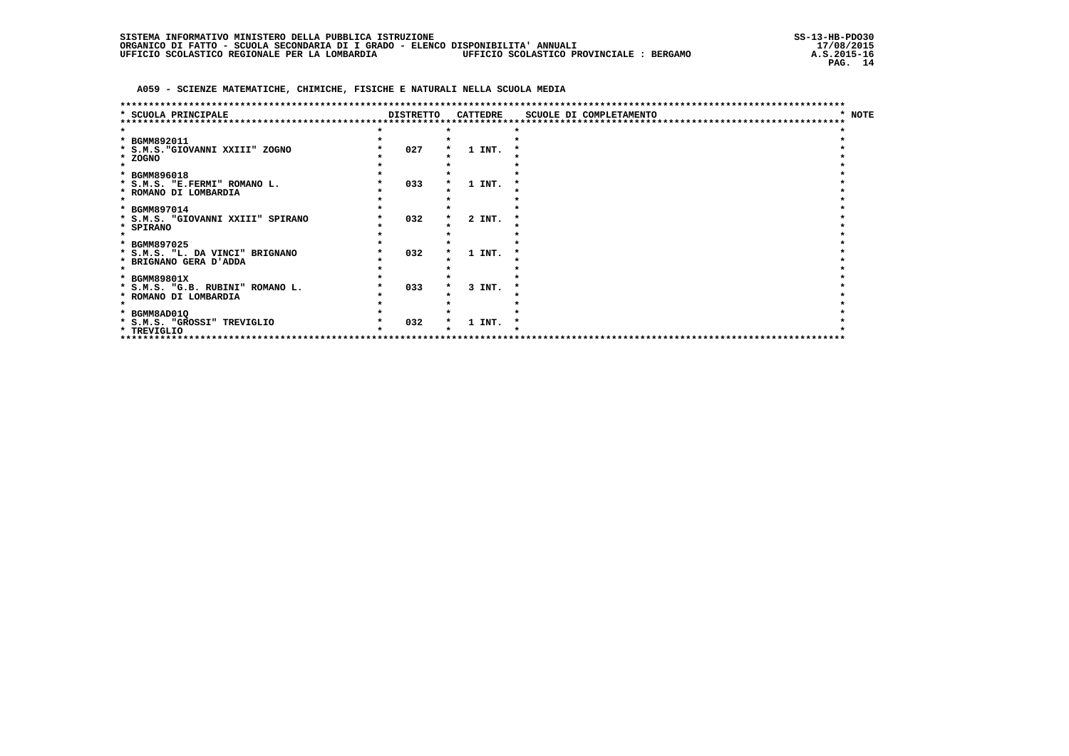SISTEMA INFORMATIVO MINISTERO DELLA PUBBLICA ISTRUZIONE
ORGANICO DI FATTO - SCUOLA SECONDARIA DI I GRADO - ELENCO DISPONIBILITA' ANNUALI
UFFICIO SCOLASTICO REGIONALE PER LA LOMBARDIA — UFFICIO SCOLASTICO PROVINCIALE : BERGAMO

SS-13-HB-PDO30
17/08/2015
A.S.2015-16

## A059 - SCIENZE MATEMATICHE, CHIMICHE, FISICHE E NATURALI NELLA SCUOLA MEDIA

| SCUOLA PRINCIPALE | DISTRETTO | CATTEDRE | SCUOLE DI COMPLETAMENTO | NOTE |
|---|---|---|---|---|
| BGMM892011<br>S.M.S."GIOVANNI XXIII" ZOGNO<br>ZOGNO | 027 | 1 INT. | | |
| BGMM896018<br>S.M.S. "E.FERMI" ROMANO L.<br>ROMANO DI LOMBARDIA | 033 | 1 INT. | | |
| BGMM897014<br>S.M.S. "GIOVANNI XXIII" SPIRANO<br>SPIRANO | 032 | 2 INT. | | |
| BGMM897025<br>S.M.S. "L. DA VINCI" BRIGNANO<br>BRIGNANO GERA D'ADDA | 032 | 1 INT. | | |
| BGMM89801X<br>S.M.S. "G.B. RUBINI" ROMANO L.<br>ROMANO DI LOMBARDIA | 033 | 3 INT. | | |
| BGMM8AD01Q<br>S.M.S. "GROSSI" TREVIGLIO<br>TREVIGLIO | 032 | 1 INT. | | |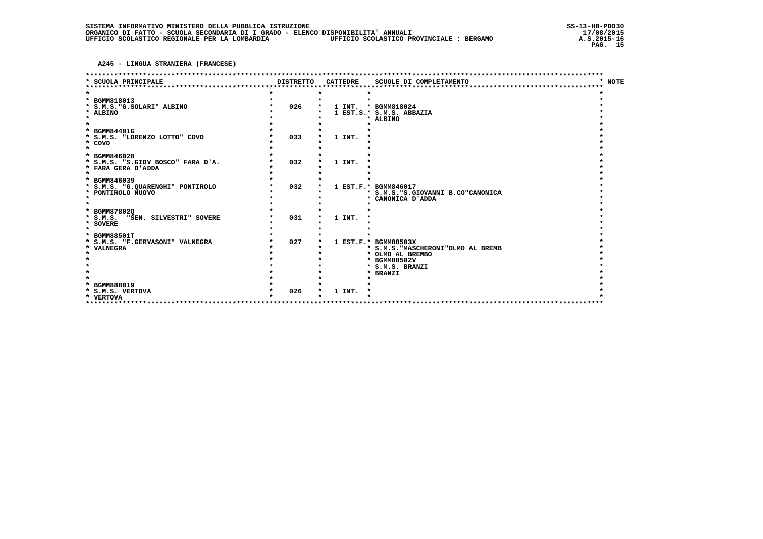SISTEMA INFORMATIVO MINISTERO DELLA PUBBLICA ISTRUZIONE
ORGANICO DI FATTO - SCUOLA SECONDARIA DI I GRADO - ELENCO DISPONIBILITA' ANNUALI
UFFICIO SCOLASTICO REGIONALE PER LA LOMBARDIA — UFFICIO SCOLASTICO PROVINCIALE : BERGAMO

SS-13-HB-PDO30
17/08/2015
A.S.2015-16

**A245 - LINGUA STRANIERA (FRANCESE)**

| SCUOLA PRINCIPALE | DISTRETTO | CATTEDRE | SCUOLE DI COMPLETAMENTO | NOTE |
|---|---|---|---|---|
| BGMM818013<br>S.M.S."G.SOLARI" ALBINO<br>ALBINO | 026 | 1 INT.<br>1 EST.S. | BGMM818024<br>S.M.S. ABBAZIA<br>ALBINO | |
| BGMM84401G<br>S.M.S. "LORENZO LOTTO" COVO<br>COVO | 033 | 1 INT. | | |
| BGMM846028<br>S.M.S. "S.GIOV BOSCO" FARA D'A.<br>FARA GERA D'ADDA | 032 | 1 INT. | | |
| BGMM846039<br>S.M.S. "G.QUARENGHI" PONTIROLO<br>PONTIROLO NUOVO | 032 | 1 EST.F. | BGMM846017<br>S.M.S."S.GIOVANNI B.CO"CANONICA<br>CANONICA D'ADDA | |
| BGMM87802Q<br>S.M.S. "SEN. SILVESTRI" SOVERE<br>SOVERE | 031 | 1 INT. | | |
| BGMM88501T<br>S.M.S. "F.GERVASONI" VALNEGRA<br>VALNEGRA | 027 | 1 EST.F. | BGMM88503X<br>S.M.S."MASCHERONI"OLMO AL BREMB<br>OLMO AL BREMBO<br>BGMM88502V<br>S.M.S. BRANZI<br>BRANZI | |
| BGMM888019<br>S.M.S. VERTOVA<br>VERTOVA | 026 | 1 INT. | | |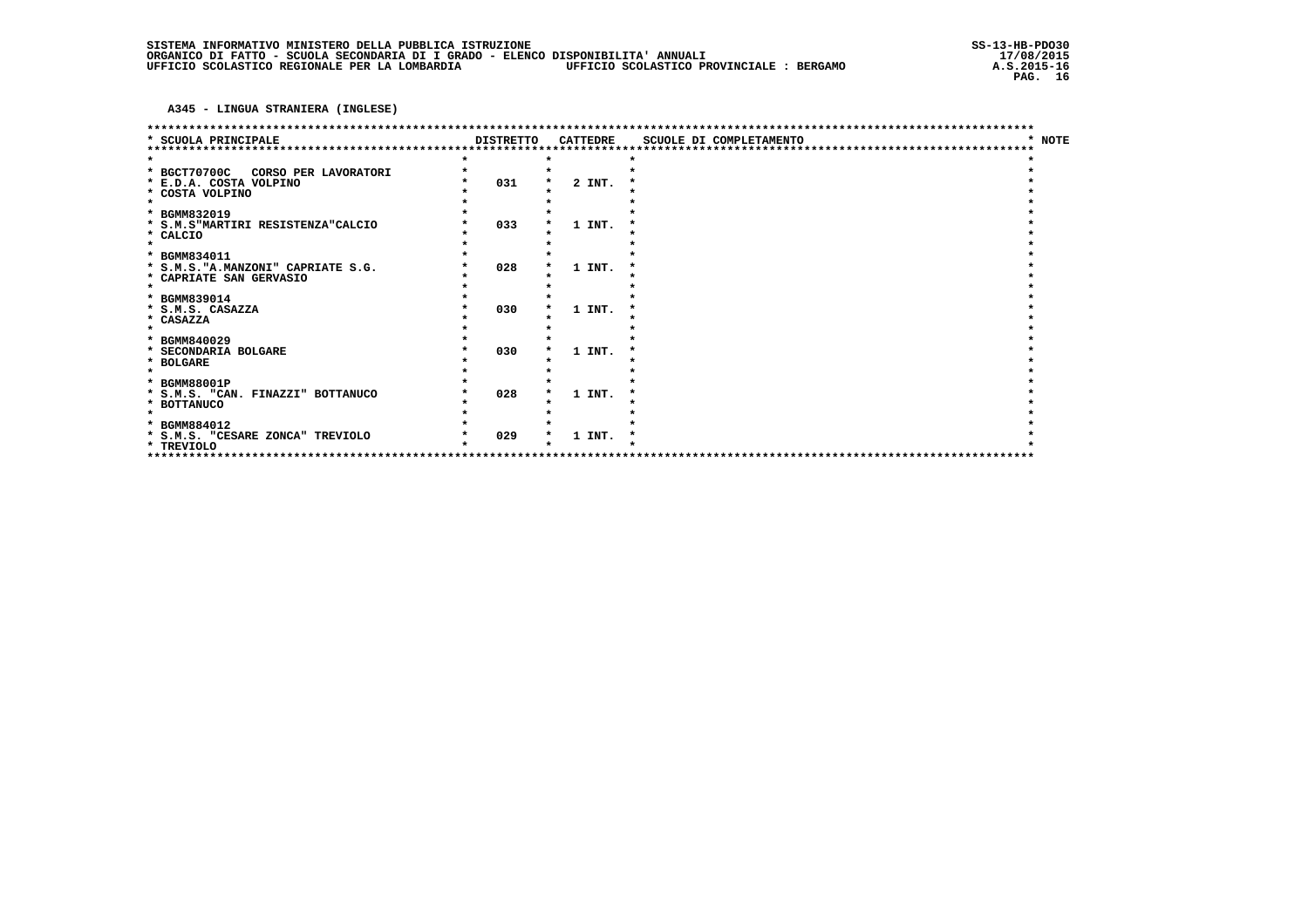A345 - LINGUA STRANIERA (INGLESE)

| SCUOLA PRINCIPALE | DISTRETTO | CATTEDRE | SCUOLE DI COMPLETAMENTO | NOTE |
|---|---|---|---|---|
| BGCT70700C CORSO PER LAVORATORI<br>E.D.A. COSTA VOLPINO<br>COSTA VOLPINO | 031 | 2 INT. | | |
| BGMM832019<br>S.M.S"MARTIRI RESISTENZA"CALCIO<br>CALCIO | 033 | 1 INT. | | |
| BGMM834011<br>S.M.S."A.MANZONI" CAPRIATE S.G.<br>CAPRIATE SAN GERVASIO | 028 | 1 INT. | | |
| BGMM839014<br>S.M.S. CASAZZA<br>CASAZZA | 030 | 1 INT. | | |
| BGMM840029<br>SECONDARIA BOLGARE<br>BOLGARE | 030 | 1 INT. | | |
| BGMM88001P<br>S.M.S. "CAN. FINAZZI" BOTTANUCO<br>BOTTANUCO | 028 | 1 INT. | | |
| BGMM884012<br>S.M.S. "CESARE ZONCA" TREVIOLO<br>TREVIOLO | 029 | 1 INT. | | |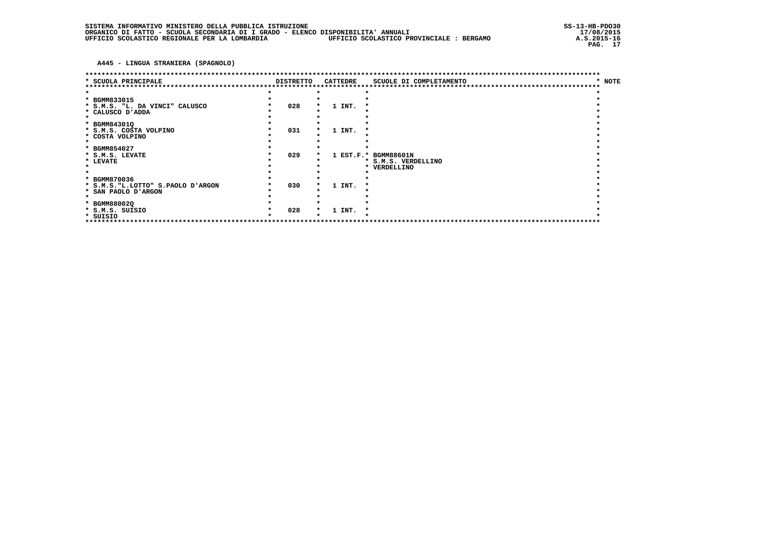SISTEMA INFORMATIVO MINISTERO DELLA PUBBLICA ISTRUZIONE
ORGANICO DI FATTO - SCUOLA SECONDARIA DI I GRADO - ELENCO DISPONIBILITA' ANNUALI
UFFICIO SCOLASTICO REGIONALE PER LA LOMBARDIA UFFICIO SCOLASTICO PROVINCIALE : BERGAMO

SS-13-HB-PDO30
17/08/2015
A.S.2015-16

**A445 - LINGUA STRANIERA (SPAGNOLO)**

| SCUOLA PRINCIPALE | DISTRETTO | CATTEDRE | SCUOLE DI COMPLETAMENTO | NOTE |
|---|---|---|---|---|
| BGMM833015<br>S.M.S. "L. DA VINCI" CALUSCO<br>CALUSCO D'ADDA | 028 | 1 INT. | | |
| BGMM84301Q<br>S.M.S. COSTA VOLPINO<br>COSTA VOLPINO | 031 | 1 INT. | | |
| BGMM854027<br>S.M.S. LEVATE<br>LEVATE | 029 | 1 EST.F. | BGMM88601N<br>S.M.S. VERDELLINO<br>VERDELLINO | |
| BGMM870036<br>S.M.S."L.LOTTO" S.PAOLO D'ARGON<br>SAN PAOLO D'ARGON | 030 | 1 INT. | | |
| BGMM88002Q<br>S.M.S. SUISIO<br>SUISIO | 028 | 1 INT. | | |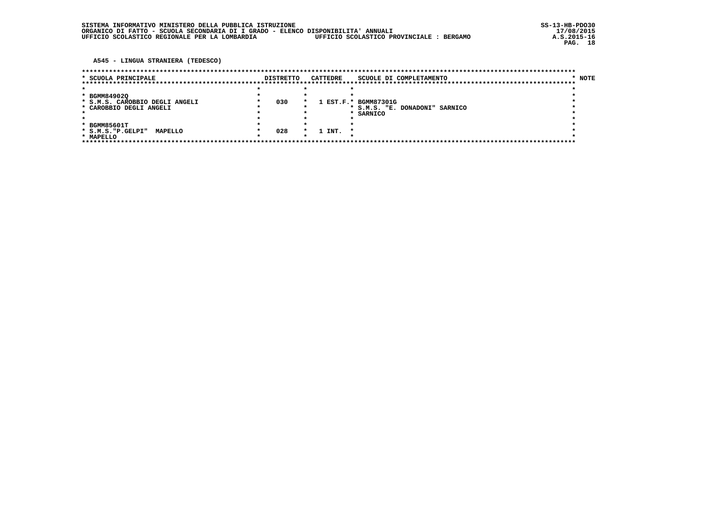A545 - LINGUA STRANIERA (TEDESCO)

| SCUOLA PRINCIPALE | DISTRETTO | CATTEDRE | SCUOLE DI COMPLETAMENTO | NOTE |
|---|---|---|---|---|
| BGMM84902Q<br>S.M.S. CAROBBIO DEGLI ANGELI<br>CAROBBIO DEGLI ANGELI | 030 | 1 EST.F. | BGMM87301G<br>S.M.S. "E. DONADONI" SARNICO<br>SARNICO | |
| BGMM85601T<br>S.M.S."P.GELPI" MAPELLO<br>MAPELLO | 028 | 1 INT. | | |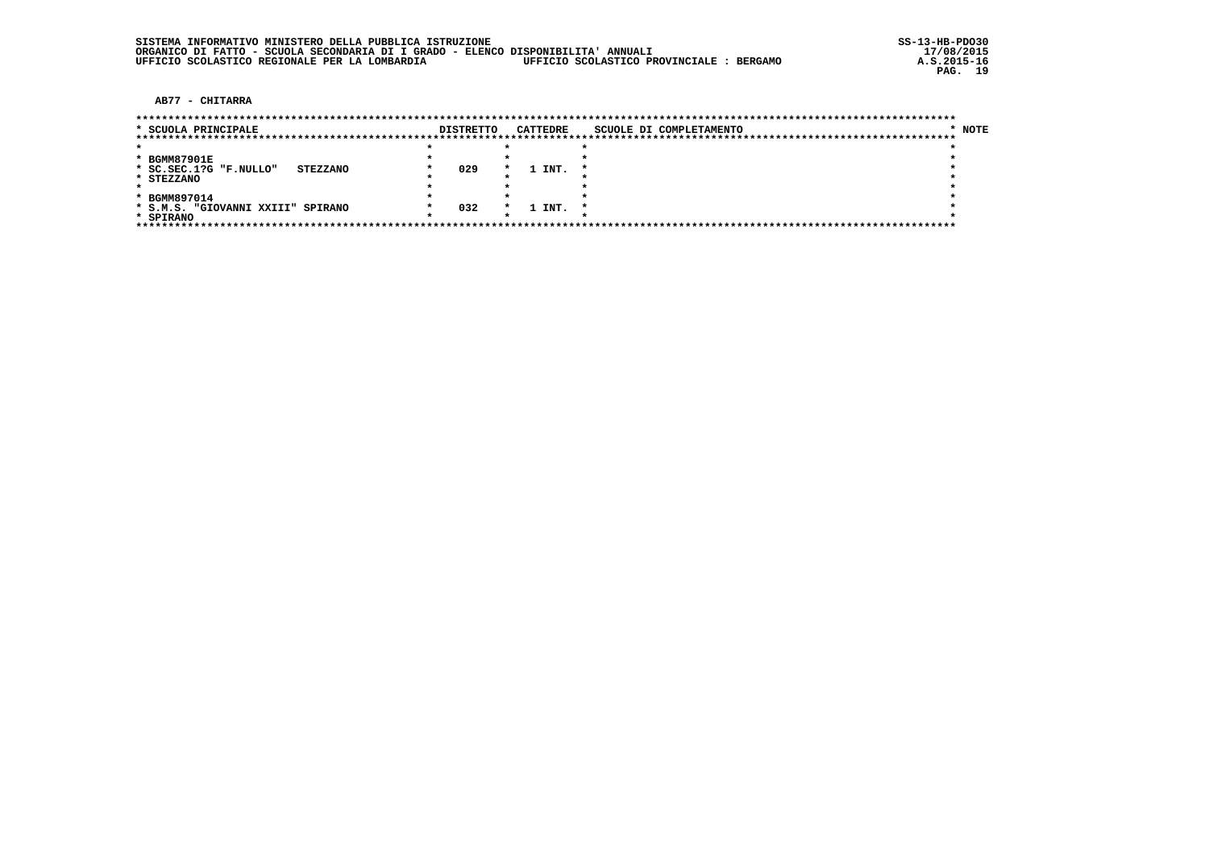SISTEMA INFORMATIVO MINISTERO DELLA PUBBLICA ISTRUZIONE
ORGANICO DI FATTO - SCUOLA SECONDARIA DI I GRADO - ELENCO DISPONIBILITA' ANNUALI
UFFICIO SCOLASTICO REGIONALE PER LA LOMBARDIA UFFICIO SCOLASTICO PROVINCIALE : BERGAMO

SS-13-HB-PDO30
17/08/2015
A.S.2015-16

**AB77 - CHITARRA**

| SCUOLA PRINCIPALE | DISTRETTO | CATTEDRE | SCUOLE DI COMPLETAMENTO | NOTE |
|---|---|---|---|---|
| BGMM87901E<br>SC.SEC.1?G "F.NULLO" STEZZANO<br>STEZZANO | 029 | 1 INT. | | |
| BGMM897014<br>S.M.S. "GIOVANNI XXIII" SPIRANO<br>SPIRANO | 032 | 1 INT. | | |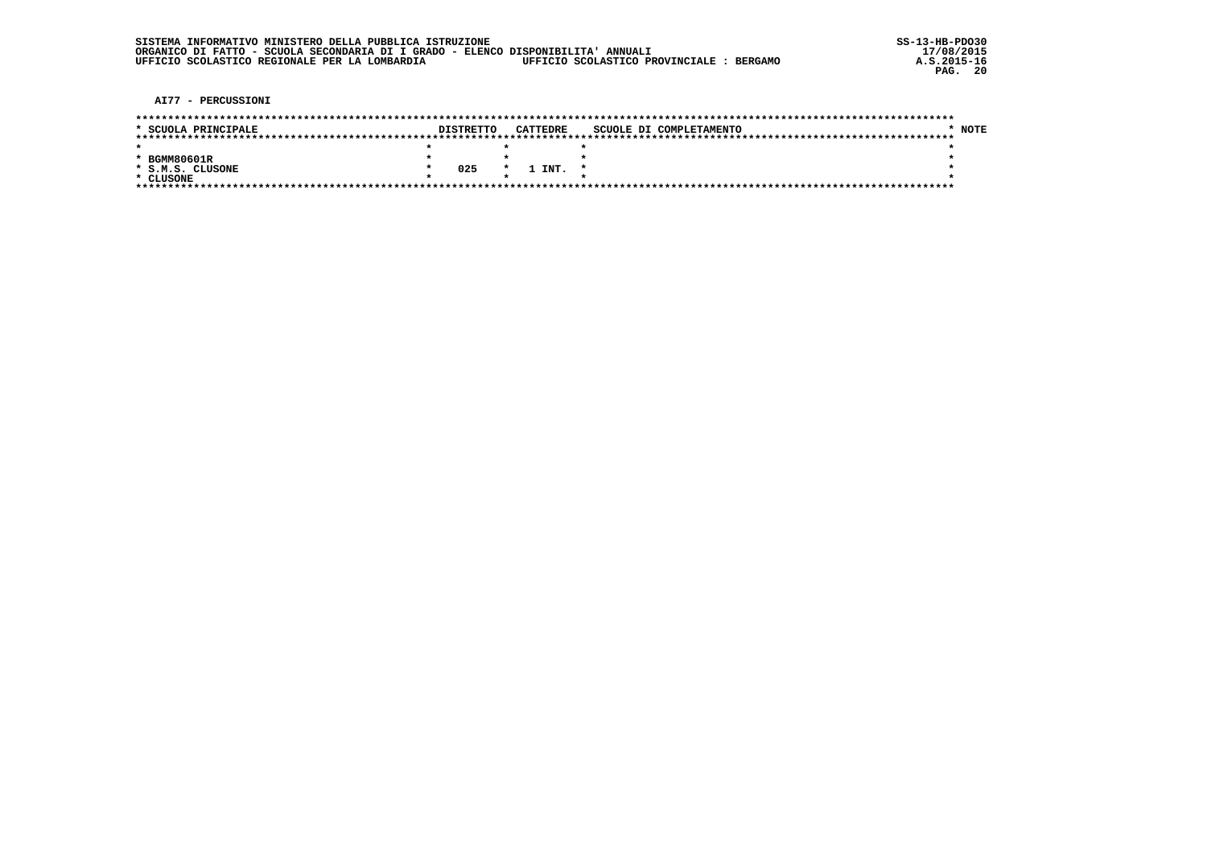**AI77 - PERCUSSIONI**

| SCUOLA PRINCIPALE | DISTRETTO | CATTEDRE | SCUOLE DI COMPLETAMENTO | NOTE |
|---|---|---|---|---|
| BGMM80601R<br>S.M.S. CLUSONE<br>CLUSONE | 025 | 1 INT. | | |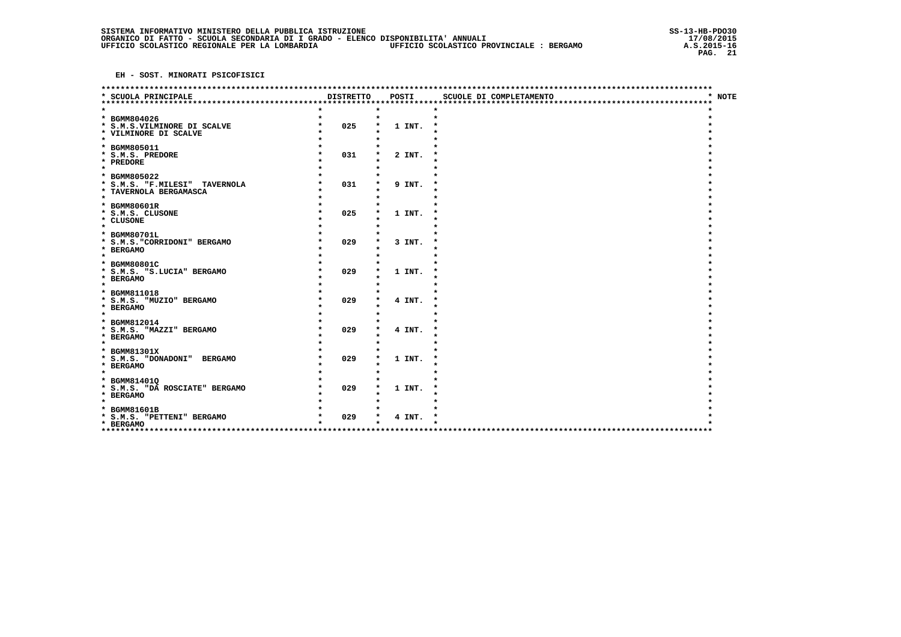EH - SOST. MINORATI PSICOFISICI

| SCUOLA PRINCIPALE | DISTRETTO | POSTI | SCUOLE DI COMPLETAMENTO | NOTE |
|---|---|---|---|---|
| BGMM804026<br>S.M.S.VILMINORE DI SCALVE<br>VILMINORE DI SCALVE | 025 | 1 INT. | | |
| BGMM805011<br>S.M.S. PREDORE<br>PREDORE | 031 | 2 INT. | | |
| BGMM805022<br>S.M.S. "F.MILESI" TAVERNOLA<br>TAVERNOLA BERGAMASCA | 031 | 9 INT. | | |
| BGMM80601R<br>S.M.S. CLUSONE<br>CLUSONE | 025 | 1 INT. | | |
| BGMM80701L<br>S.M.S."CORRIDONI" BERGAMO<br>BERGAMO | 029 | 3 INT. | | |
| BGMM80801C<br>S.M.S. "S.LUCIA" BERGAMO<br>BERGAMO | 029 | 1 INT. | | |
| BGMM811018<br>S.M.S. "MUZIO" BERGAMO<br>BERGAMO | 029 | 4 INT. | | |
| BGMM812014<br>S.M.S. "MAZZI" BERGAMO<br>BERGAMO | 029 | 4 INT. | | |
| BGMM81301X<br>S.M.S. "DONADONI" BERGAMO<br>BERGAMO | 029 | 1 INT. | | |
| BGMM81401Q<br>S.M.S. "DA ROSCIATE" BERGAMO<br>BERGAMO | 029 | 1 INT. | | |
| BGMM81601B<br>S.M.S. "PETTENI" BERGAMO<br>BERGAMO | 029 | 4 INT. | | |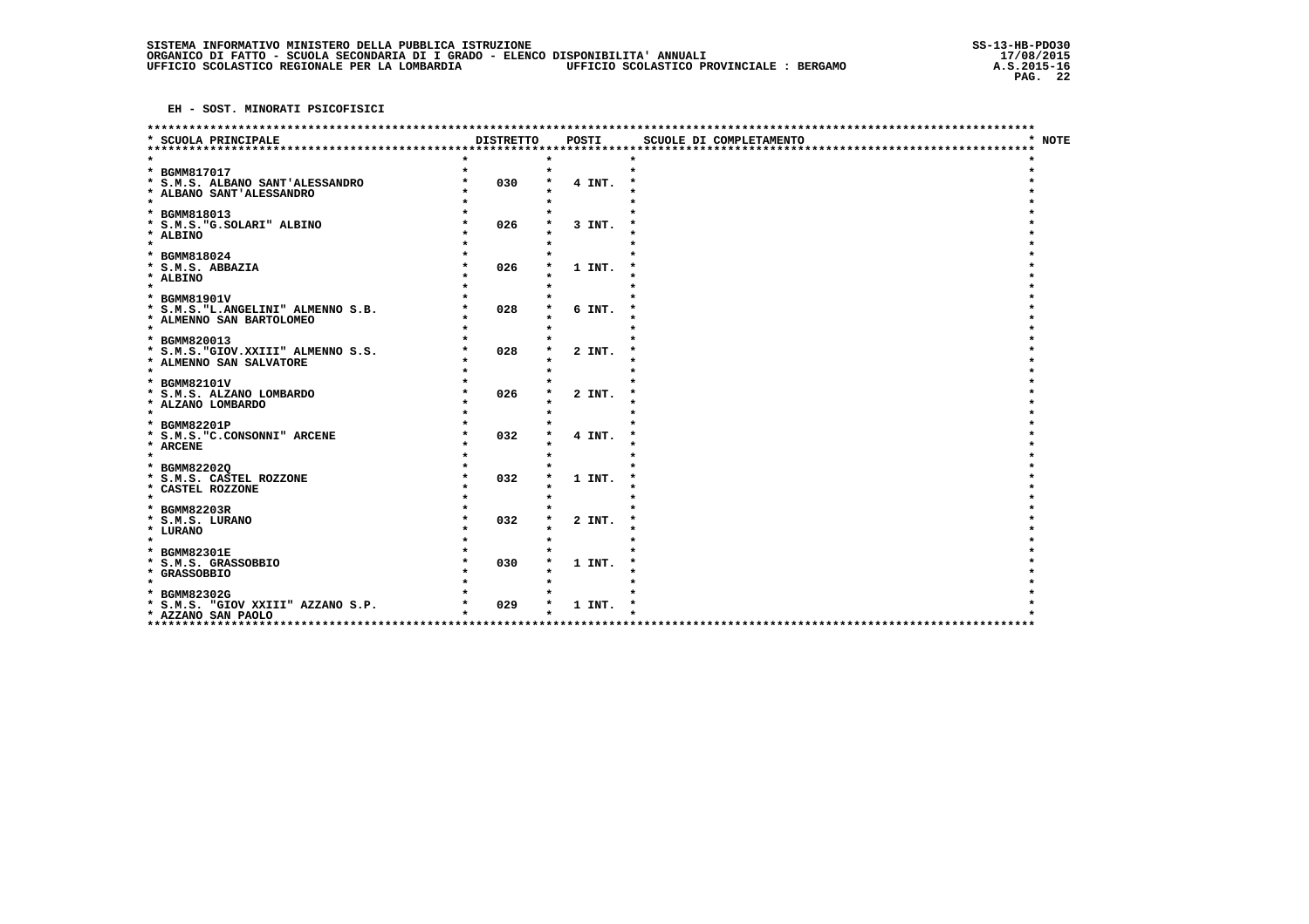EH - SOST. MINORATI PSICOFISICI

| SCUOLA PRINCIPALE | DISTRETTO | POSTI | SCUOLE DI COMPLETAMENTO | NOTE |
|---|---|---|---|---|
| BGMM817017<br>S.M.S. ALBANO SANT'ALESSANDRO<br>ALBANO SANT'ALESSANDRO | 030 | 4 INT. | | |
| BGMM818013<br>S.M.S."G.SOLARI" ALBINO<br>ALBINO | 026 | 3 INT. | | |
| BGMM818024<br>S.M.S. ABBAZIA<br>ALBINO | 026 | 1 INT. | | |
| BGMM81901V<br>S.M.S."L.ANGELINI" ALMENNO S.B.<br>ALMENNO SAN BARTOLOMEO | 028 | 6 INT. | | |
| BGMM820013<br>S.M.S."GIOV.XXIII" ALMENNO S.S.<br>ALMENNO SAN SALVATORE | 028 | 2 INT. | | |
| BGMM82101V<br>S.M.S. ALZANO LOMBARDO<br>ALZANO LOMBARDO | 026 | 2 INT. | | |
| BGMM82201P<br>S.M.S."C.CONSONNI" ARCENE<br>ARCENE | 032 | 4 INT. | | |
| BGMM82202Q<br>S.M.S. CASTEL ROZZONE<br>CASTEL ROZZONE | 032 | 1 INT. | | |
| BGMM82203R<br>S.M.S. LURANO<br>LURANO | 032 | 2 INT. | | |
| BGMM82301E<br>S.M.S. GRASSOBBIO<br>GRASSOBBIO | 030 | 1 INT. | | |
| BGMM82302G<br>S.M.S. "GIOV XXIII" AZZANO S.P.<br>AZZANO SAN PAOLO | 029 | 1 INT. | | |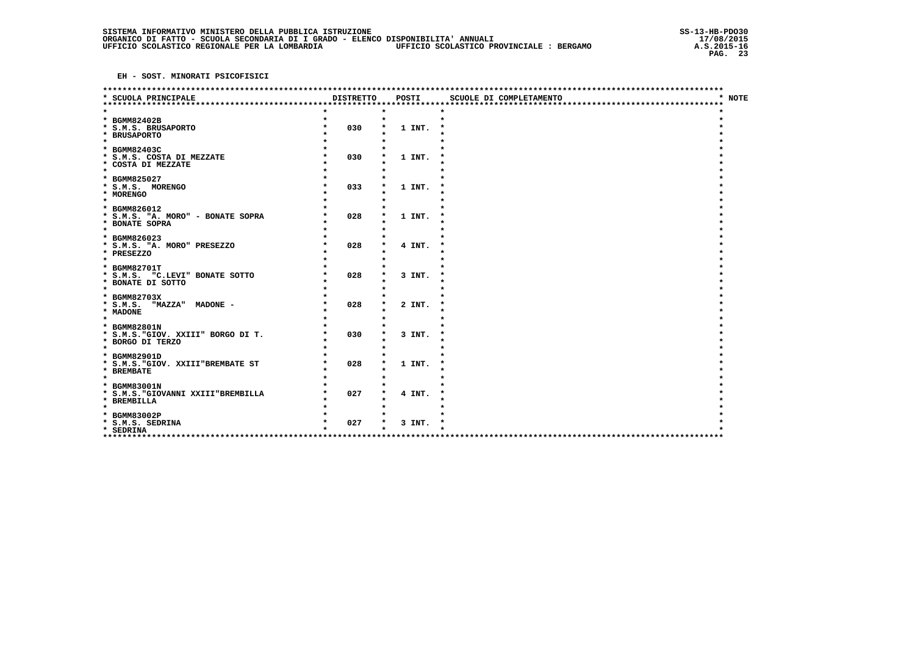EH - SOST. MINORATI PSICOFISICI

| SCUOLA PRINCIPALE | DISTRETTO | POSTI | SCUOLE DI COMPLETAMENTO | NOTE |
|---|---|---|---|---|
| BGMM82402B<br>S.M.S. BRUSAPORTO<br>BRUSAPORTO | 030 | 1 INT. | | |
| BGMM82403C<br>S.M.S. COSTA DI MEZZATE<br>COSTA DI MEZZATE | 030 | 1 INT. | | |
| BGMM825027<br>S.M.S. MORENGO<br>MORENGO | 033 | 1 INT. | | |
| BGMM826012<br>S.M.S. "A. MORO" - BONATE SOPRA<br>BONATE SOPRA | 028 | 1 INT. | | |
| BGMM826023<br>S.M.S. "A. MORO" PRESEZZO<br>PRESEZZO | 028 | 4 INT. | | |
| BGMM82701T<br>S.M.S. "C.LEVI" BONATE SOTTO<br>BONATE DI SOTTO | 028 | 3 INT. | | |
| BGMM82703X<br>S.M.S. "MAZZA" MADONE -<br>MADONE | 028 | 2 INT. | | |
| BGMM82801N<br>S.M.S."GIOV. XXIII" BORGO DI T.<br>BORGO DI TERZO | 030 | 3 INT. | | |
| BGMM82901D<br>S.M.S."GIOV. XXIII"BREMBATE ST<br>BREMBATE | 028 | 1 INT. | | |
| BGMM83001N<br>S.M.S."GIOVANNI XXIII"BREMBILLA<br>BREMBILLA | 027 | 4 INT. | | |
| BGMM83002P<br>S.M.S. SEDRINA<br>SEDRINA | 027 | 3 INT. | | |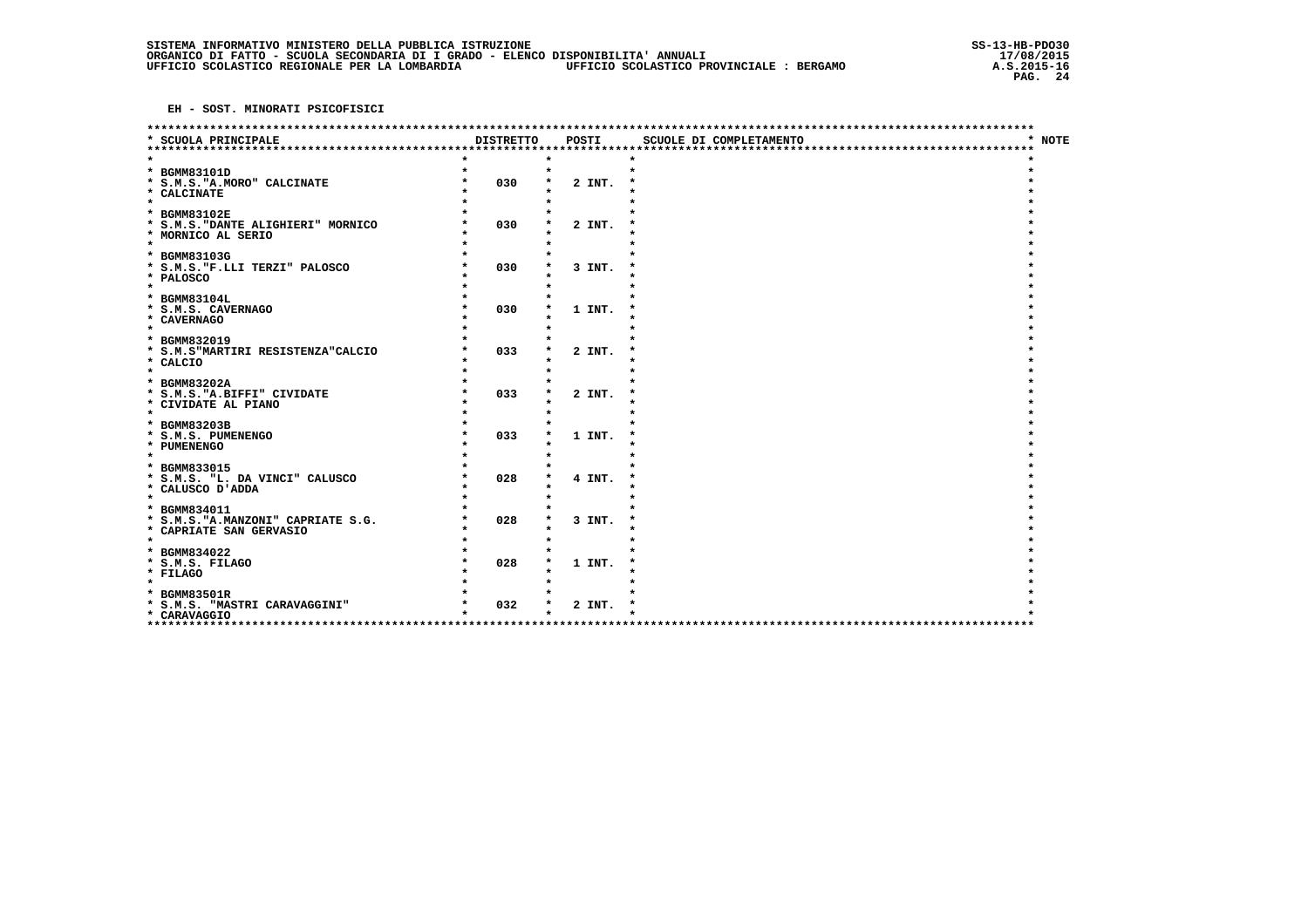EH - SOST. MINORATI PSICOFISICI

| SCUOLA PRINCIPALE | DISTRETTO | POSTI | SCUOLE DI COMPLETAMENTO | NOTE |
|---|---|---|---|---|
| BGMM83101D<br>S.M.S."A.MORO" CALCINATE<br>CALCINATE | 030 | 2 INT. | | |
| BGMM83102E<br>S.M.S."DANTE ALIGHIERI" MORNICO<br>MORNICO AL SERIO | 030 | 2 INT. | | |
| BGMM83103G<br>S.M.S."F.LLI TERZI" PALOSCO<br>PALOSCO | 030 | 3 INT. | | |
| BGMM83104L<br>S.M.S. CAVERNAGO<br>CAVERNAGO | 030 | 1 INT. | | |
| BGMM832019<br>S.M.S"MARTIRI RESISTENZA"CALCIO<br>CALCIO | 033 | 2 INT. | | |
| BGMM83202A<br>S.M.S."A.BIFFI" CIVIDATE<br>CIVIDATE AL PIANO | 033 | 2 INT. | | |
| BGMM83203B<br>S.M.S. PUMENENGO<br>PUMENENGO | 033 | 1 INT. | | |
| BGMM833015<br>S.M.S. "L. DA VINCI" CALUSCO<br>CALUSCO D'ADDA | 028 | 4 INT. | | |
| BGMM834011<br>S.M.S."A.MANZONI" CAPRIATE S.G.<br>CAPRIATE SAN GERVASIO | 028 | 3 INT. | | |
| BGMM834022<br>S.M.S. FILAGO<br>FILAGO | 028 | 1 INT. | | |
| BGMM83501R<br>S.M.S. "MASTRI CARAVAGGINI"<br>CARAVAGGIO | 032 | 2 INT. | | |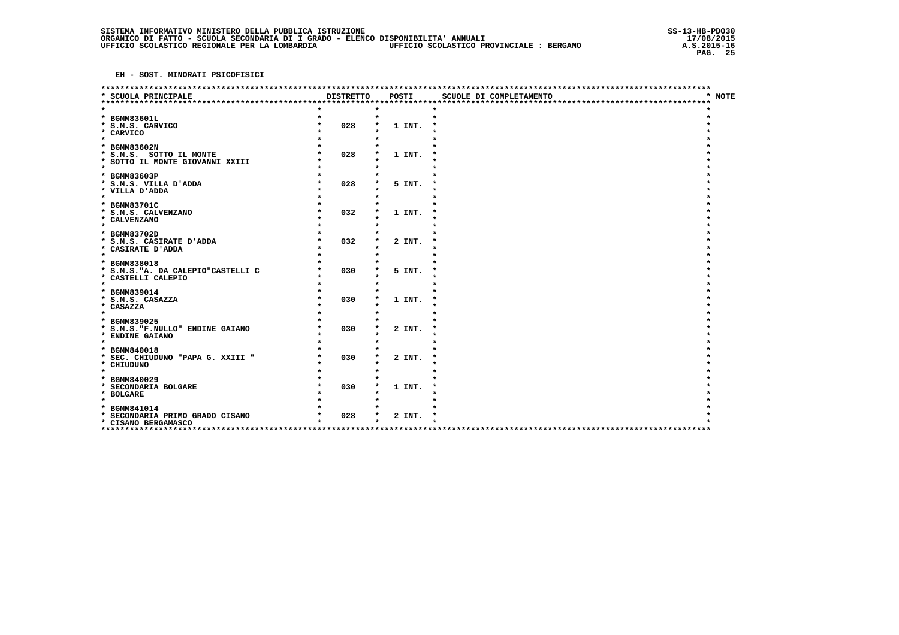**EH - SOST. MINORATI PSICOFISICI**

| SCUOLA PRINCIPALE | DISTRETTO | POSTI | SCUOLE DI COMPLETAMENTO | NOTE |
|---|---|---|---|---|
| BGMM83601L<br>S.M.S. CARVICO<br>CARVICO | 028 | 1 INT. | | |
| BGMM83602N<br>S.M.S. SOTTO IL MONTE<br>SOTTO IL MONTE GIOVANNI XXIII | 028 | 1 INT. | | |
| BGMM83603P<br>S.M.S. VILLA D'ADDA<br>VILLA D'ADDA | 028 | 5 INT. | | |
| BGMM83701C<br>S.M.S. CALVENZANO<br>CALVENZANO | 032 | 1 INT. | | |
| BGMM83702D<br>S.M.S. CASIRATE D'ADDA<br>CASIRATE D'ADDA | 032 | 2 INT. | | |
| BGMM838018<br>S.M.S."A. DA CALEPIO"CASTELLI C<br>CASTELLI CALEPIO | 030 | 5 INT. | | |
| BGMM839014<br>S.M.S. CASAZZA<br>CASAZZA | 030 | 1 INT. | | |
| BGMM839025<br>S.M.S."F.NULLO" ENDINE GAIANO<br>ENDINE GAIANO | 030 | 2 INT. | | |
| BGMM840018<br>SEC. CHIUDUNO "PAPA G. XXIII "<br>CHIUDUNO | 030 | 2 INT. | | |
| BGMM840029<br>SECONDARIA BOLGARE<br>BOLGARE | 030 | 1 INT. | | |
| BGMM841014<br>SECONDARIA PRIMO GRADO CISANO<br>CISANO BERGAMASCO | 028 | 2 INT. | | |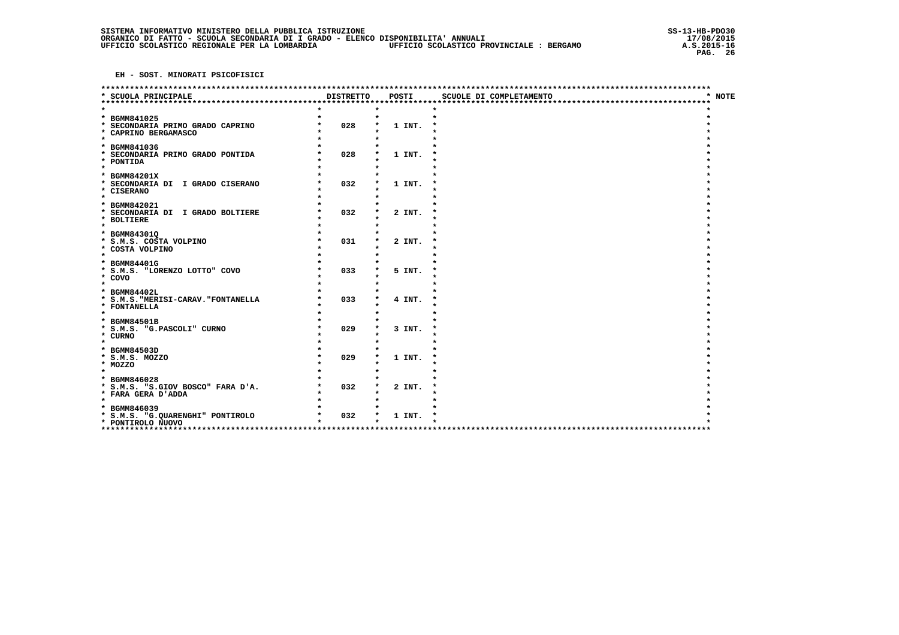SISTEMA INFORMATIVO MINISTERO DELLA PUBBLICA ISTRUZIONE
ORGANICO DI FATTO - SCUOLA SECONDARIA DI I GRADO - ELENCO DISPONIBILITA' ANNUALI
UFFICIO SCOLASTICO REGIONALE PER LA LOMBARDIA — UFFICIO SCOLASTICO PROVINCIALE : BERGAMO

SS-13-HB-PDO30
17/08/2015
A.S.2015-16

**EH - SOST. MINORATI PSICOFISICI**

| SCUOLA PRINCIPALE | DISTRETTO | POSTI | SCUOLE DI COMPLETAMENTO | NOTE |
|---|---|---|---|---|
| BGMM841025<br>SECONDARIA PRIMO GRADO CAPRINO<br>CAPRINO BERGAMASCO | 028 | 1 INT. | | |
| BGMM841036<br>SECONDARIA PRIMO GRADO PONTIDA<br>PONTIDA | 028 | 1 INT. | | |
| BGMM84201X<br>SECONDARIA DI I GRADO CISERANO<br>CISERANO | 032 | 1 INT. | | |
| BGMM842021<br>SECONDARIA DI I GRADO BOLTIERE<br>BOLTIERE | 032 | 2 INT. | | |
| BGMM84301Q<br>S.M.S. COSTA VOLPINO<br>COSTA VOLPINO | 031 | 2 INT. | | |
| BGMM84401G<br>S.M.S. "LORENZO LOTTO" COVO<br>COVO | 033 | 5 INT. | | |
| BGMM84402L<br>S.M.S."MERISI-CARAV."FONTANELLA<br>FONTANELLA | 033 | 4 INT. | | |
| BGMM84501B<br>S.M.S. "G.PASCOLI" CURNO<br>CURNO | 029 | 3 INT. | | |
| BGMM84503D<br>S.M.S. MOZZO<br>MOZZO | 029 | 1 INT. | | |
| BGMM846028<br>S.M.S. "S.GIOV BOSCO" FARA D'A.<br>FARA GERA D'ADDA | 032 | 2 INT. | | |
| BGMM846039<br>S.M.S. "G.QUARENGHI" PONTIROLO<br>PONTIROLO NUOVO | 032 | 1 INT. | | |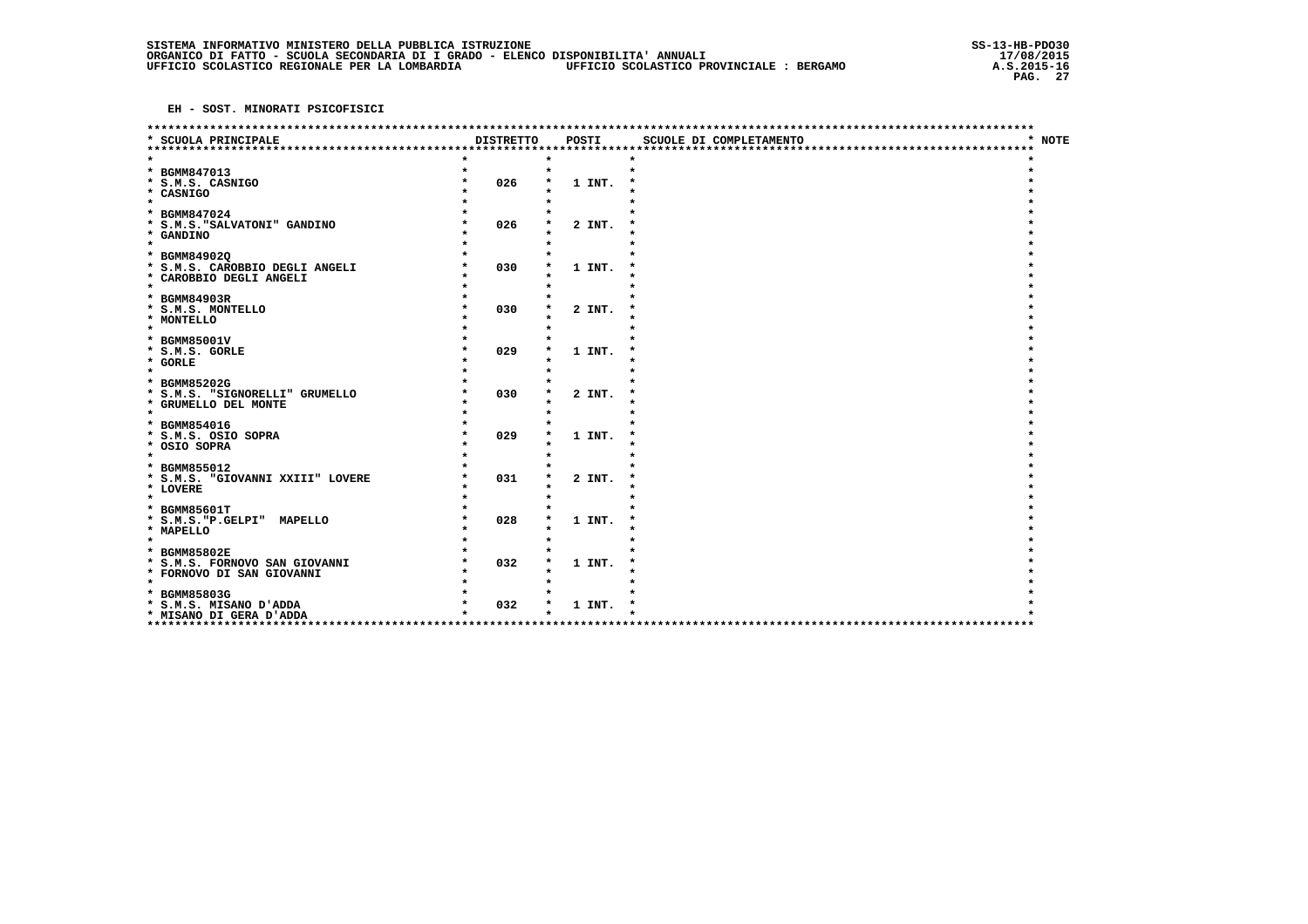**EH - SOST. MINORATI PSICOFISICI**

| SCUOLA PRINCIPALE | DISTRETTO | POSTI | SCUOLE DI COMPLETAMENTO | NOTE |
|---|---|---|---|---|
| BGMM847013<br>S.M.S. CASNIGO<br>CASNIGO | 026 | 1 INT. | | |
| BGMM847024<br>S.M.S."SALVATONI" GANDINO<br>GANDINO | 026 | 2 INT. | | |
| BGMM84902Q<br>S.M.S. CAROBBIO DEGLI ANGELI<br>CAROBBIO DEGLI ANGELI | 030 | 1 INT. | | |
| BGMM84903R<br>S.M.S. MONTELLO<br>MONTELLO | 030 | 2 INT. | | |
| BGMM85001V<br>S.M.S. GORLE<br>GORLE | 029 | 1 INT. | | |
| BGMM85202G<br>S.M.S. "SIGNORELLI" GRUMELLO<br>GRUMELLO DEL MONTE | 030 | 2 INT. | | |
| BGMM854016<br>S.M.S. OSIO SOPRA<br>OSIO SOPRA | 029 | 1 INT. | | |
| BGMM855012<br>S.M.S. "GIOVANNI XXIII" LOVERE<br>LOVERE | 031 | 2 INT. | | |
| BGMM85601T<br>S.M.S."P.GELPI" MAPELLO<br>MAPELLO | 028 | 1 INT. | | |
| BGMM85802E<br>S.M.S. FORNOVO SAN GIOVANNI<br>FORNOVO DI SAN GIOVANNI | 032 | 1 INT. | | |
| BGMM85803G<br>S.M.S. MISANO D'ADDA<br>MISANO DI GERA D'ADDA | 032 | 1 INT. | | |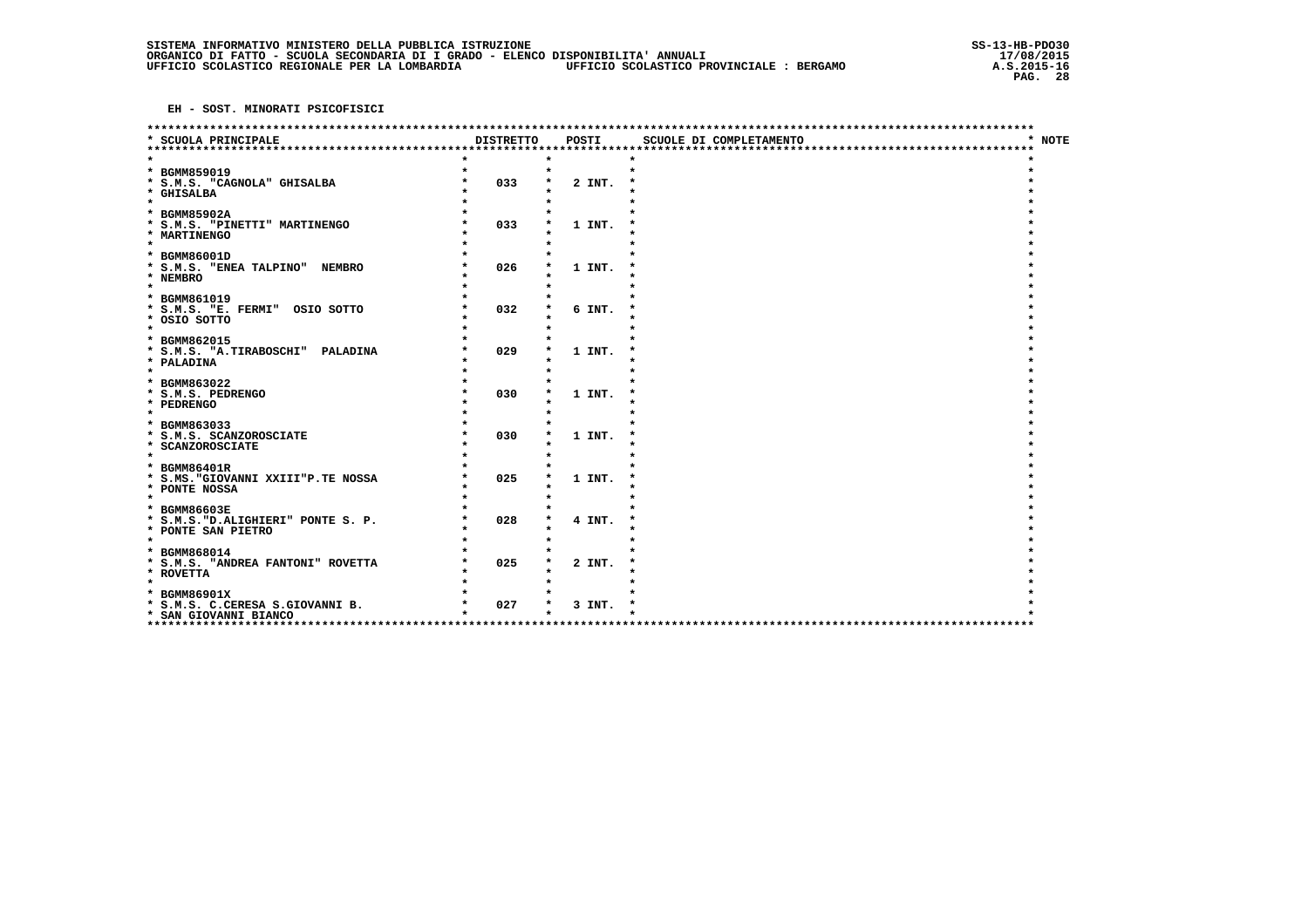EH - SOST. MINORATI PSICOFISICI

| SCUOLA PRINCIPALE | DISTRETTO | POSTI | SCUOLE DI COMPLETAMENTO | NOTE |
|---|---|---|---|---|
| BGMM859019<br>S.M.S. "CAGNOLA" GHISALBA<br>GHISALBA | 033 | 2 INT. | | |
| BGMM85902A<br>S.M.S. "PINETTI" MARTINENGO<br>MARTINENGO | 033 | 1 INT. | | |
| BGMM86001D<br>S.M.S. "ENEA TALPINO" NEMBRO<br>NEMBRO | 026 | 1 INT. | | |
| BGMM861019<br>S.M.S. "E. FERMI" OSIO SOTTO<br>OSIO SOTTO | 032 | 6 INT. | | |
| BGMM862015<br>S.M.S. "A.TIRABOSCHI" PALADINA<br>PALADINA | 029 | 1 INT. | | |
| BGMM863022<br>S.M.S. PEDRENGO<br>PEDRENGO | 030 | 1 INT. | | |
| BGMM863033<br>S.M.S. SCANZOROSCIATE<br>SCANZOROSCIATE | 030 | 1 INT. | | |
| BGMM86401R<br>S.MS."GIOVANNI XXIII"P.TE NOSSA<br>PONTE NOSSA | 025 | 1 INT. | | |
| BGMM86603E<br>S.M.S."D.ALIGHIERI" PONTE S. P.<br>PONTE SAN PIETRO | 028 | 4 INT. | | |
| BGMM868014<br>S.M.S. "ANDREA FANTONI" ROVETTA<br>ROVETTA | 025 | 2 INT. | | |
| BGMM86901X<br>S.M.S. C.CERESA S.GIOVANNI B.<br>SAN GIOVANNI BIANCO | 027 | 3 INT. | | |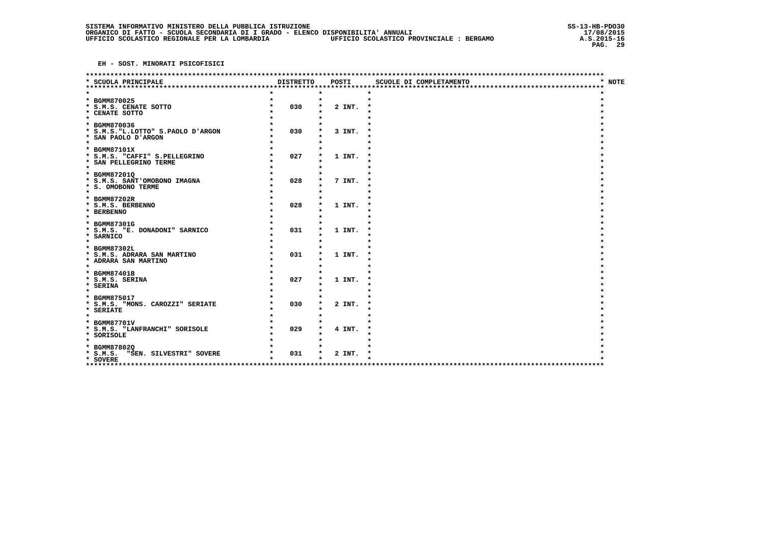**SISTEMA INFORMATIVO MINISTERO DELLA PUBBLICA ISTRUZIONE**
**ORGANICO DI FATTO - SCUOLA SECONDARIA DI I GRADO - ELENCO DISPONIBILITA' ANNUALI**
**UFFICIO SCOLASTICO REGIONALE PER LA LOMBARDIA — UFFICIO SCOLASTICO PROVINCIALE : BERGAMO**

SS-13-HB-PDO30 — 17/08/2015 — A.S.2015-16

## EH - SOST. MINORATI PSICOFISICI

| SCUOLA PRINCIPALE | DISTRETTO | POSTI | SCUOLE DI COMPLETAMENTO | NOTE |
|---|---|---|---|---|
| BGMM870025<br>S.M.S. CENATE SOTTO<br>CENATE SOTTO | 030 | 2 INT. | | |
| BGMM870036<br>S.M.S."L.LOTTO" S.PAOLO D'ARGON<br>SAN PAOLO D'ARGON | 030 | 3 INT. | | |
| BGMM87101X<br>S.M.S. "CAFFI" S.PELLEGRINO<br>SAN PELLEGRINO TERME | 027 | 1 INT. | | |
| BGMM87201Q<br>S.M.S. SANT'OMOBONO IMAGNA<br>S. OMOBONO TERME | 028 | 7 INT. | | |
| BGMM87202R<br>S.M.S. BERBENNO<br>BERBENNO | 028 | 1 INT. | | |
| BGMM87301G<br>S.M.S. "E. DONADONI" SARNICO<br>SARNICO | 031 | 1 INT. | | |
| BGMM87302L<br>S.M.S. ADRARA SAN MARTINO<br>ADRARA SAN MARTINO | 031 | 1 INT. | | |
| BGMM87401B<br>S.M.S. SERINA<br>SERINA | 027 | 1 INT. | | |
| BGMM875017<br>S.M.S. "MONS. CAROZZI" SERIATE<br>SERIATE | 030 | 2 INT. | | |
| BGMM87701V<br>S.M.S. "LANFRANCHI" SORISOLE<br>SORISOLE | 029 | 4 INT. | | |
| BGMM87802Q<br>S.M.S. "SEN. SILVESTRI" SOVERE<br>SOVERE | 031 | 2 INT. | | |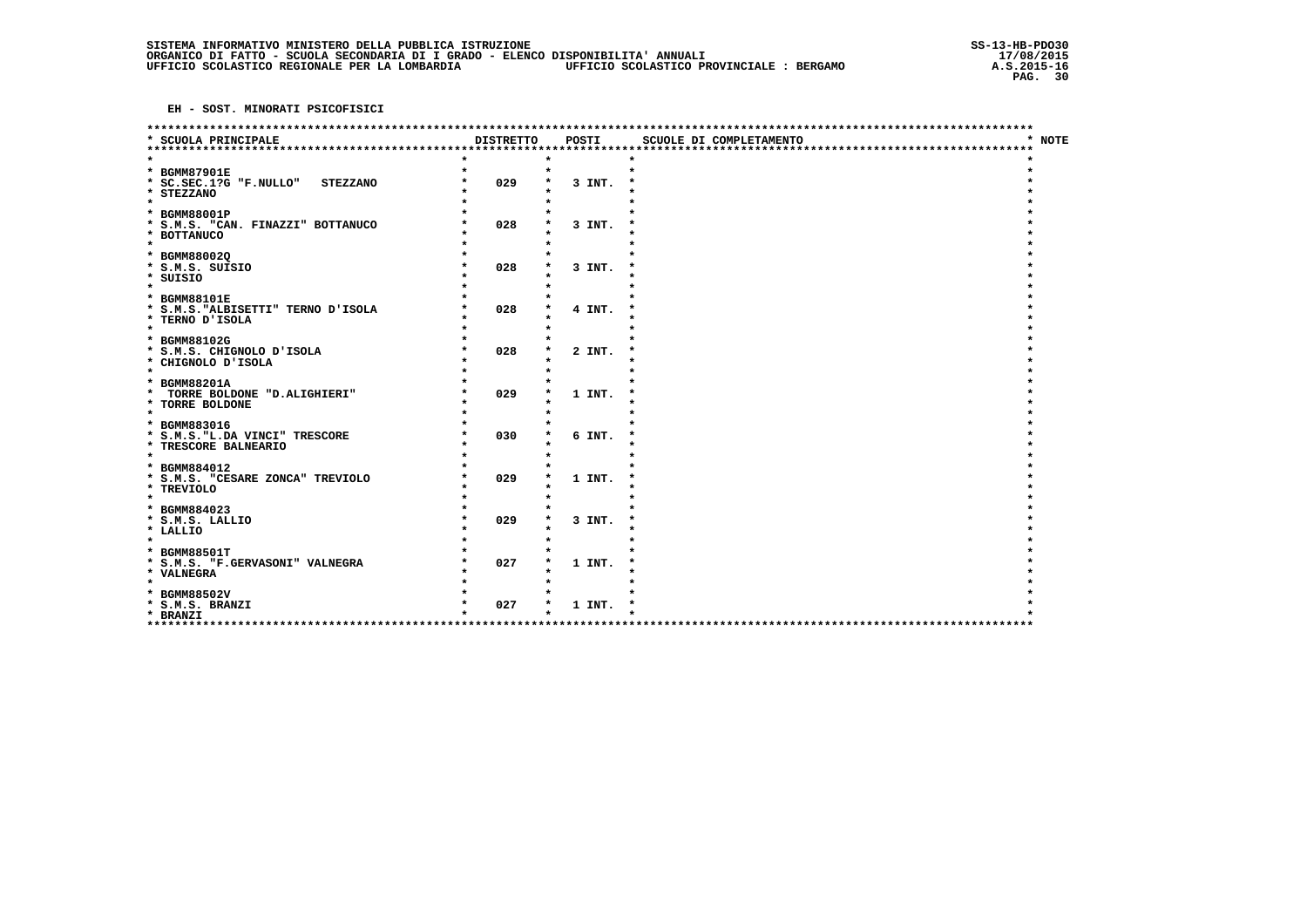**EH - SOST. MINORATI PSICOFISICI**

| SCUOLA PRINCIPALE | DISTRETTO | POSTI | SCUOLE DI COMPLETAMENTO | NOTE |
|---|---|---|---|---|
| BGMM87901E<br>SC.SEC.1?G "F.NULLO" STEZZANO<br>STEZZANO | 029 | 3 INT. | | |
| BGMM88001P<br>S.M.S. "CAN. FINAZZI" BOTTANUCO<br>BOTTANUCO | 028 | 3 INT. | | |
| BGMM88002Q<br>S.M.S. SUISIO<br>SUISIO | 028 | 3 INT. | | |
| BGMM88101E<br>S.M.S."ALBISETTI" TERNO D'ISOLA<br>TERNO D'ISOLA | 028 | 4 INT. | | |
| BGMM88102G<br>S.M.S. CHIGNOLO D'ISOLA<br>CHIGNOLO D'ISOLA | 028 | 2 INT. | | |
| BGMM88201A<br>TORRE BOLDONE "D.ALIGHIERI"<br>TORRE BOLDONE | 029 | 1 INT. | | |
| BGMM883016<br>S.M.S."L.DA VINCI" TRESCORE<br>TRESCORE BALNEARIO | 030 | 6 INT. | | |
| BGMM884012<br>S.M.S. "CESARE ZONCA" TREVIOLO<br>TREVIOLO | 029 | 1 INT. | | |
| BGMM884023<br>S.M.S. LALLIO<br>LALLIO | 029 | 3 INT. | | |
| BGMM88501T<br>S.M.S. "F.GERVASONI" VALNEGRA<br>VALNEGRA | 027 | 1 INT. | | |
| BGMM88502V<br>S.M.S. BRANZI<br>BRANZI | 027 | 1 INT. | | |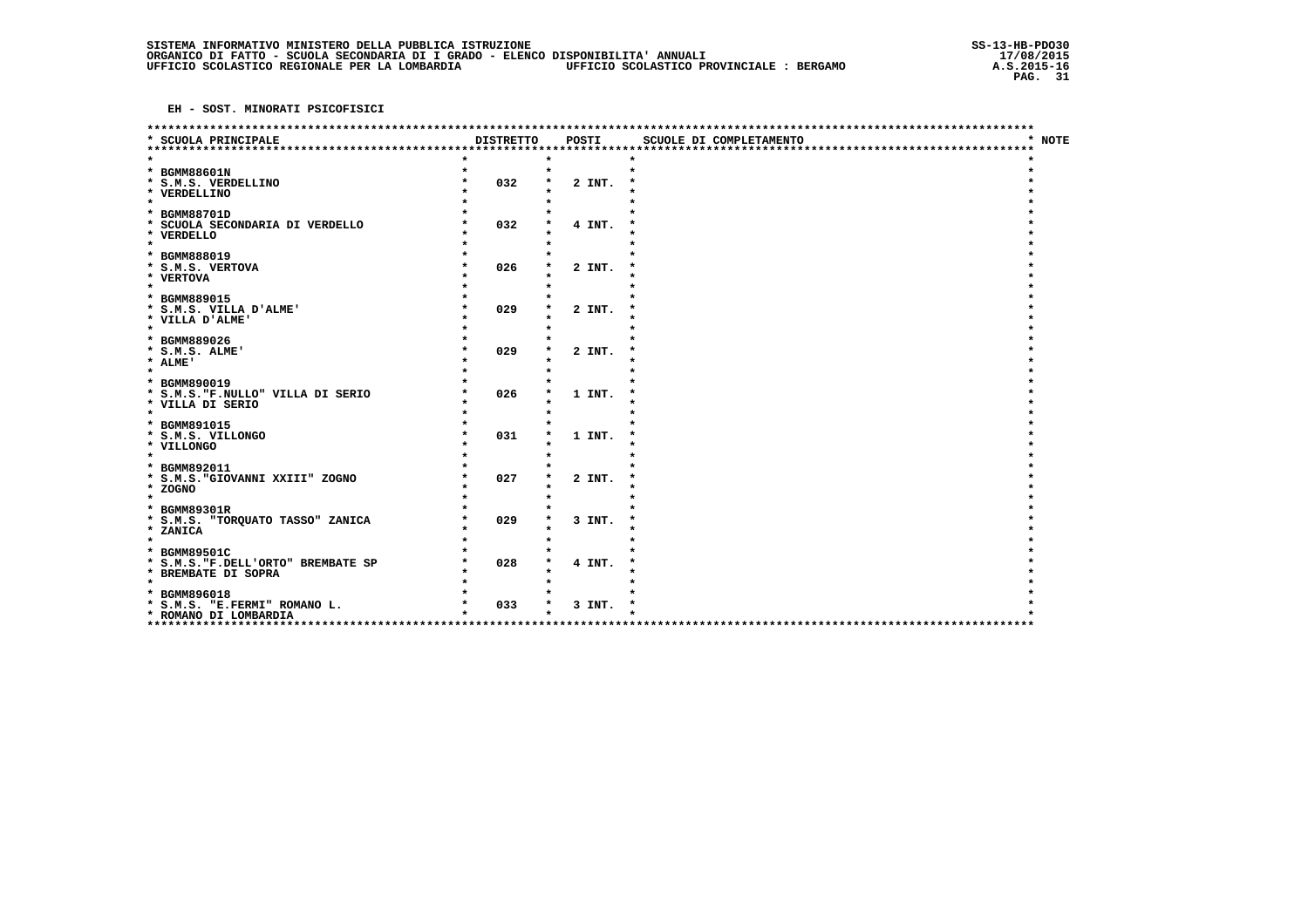EH - SOST. MINORATI PSICOFISICI

| SCUOLA PRINCIPALE | DISTRETTO | POSTI | SCUOLE DI COMPLETAMENTO | NOTE |
|---|---|---|---|---|
| BGMM88601N<br>S.M.S. VERDELLINO<br>VERDELLINO | 032 | 2 INT. | | |
| BGMM88701D<br>SCUOLA SECONDARIA DI VERDELLO<br>VERDELLO | 032 | 4 INT. | | |
| BGMM888019<br>S.M.S. VERTOVA<br>VERTOVA | 026 | 2 INT. | | |
| BGMM889015<br>S.M.S. VILLA D'ALME'<br>VILLA D'ALME' | 029 | 2 INT. | | |
| BGMM889026<br>S.M.S. ALME'<br>ALME' | 029 | 2 INT. | | |
| BGMM890019<br>S.M.S."F.NULLO" VILLA DI SERIO<br>VILLA DI SERIO | 026 | 1 INT. | | |
| BGMM891015<br>S.M.S. VILLONGO<br>VILLONGO | 031 | 1 INT. | | |
| BGMM892011<br>S.M.S."GIOVANNI XXIII" ZOGNO<br>ZOGNO | 027 | 2 INT. | | |
| BGMM89301R<br>S.M.S. "TORQUATO TASSO" ZANICA<br>ZANICA | 029 | 3 INT. | | |
| BGMM89501C<br>S.M.S."F.DELL'ORTO" BREMBATE SP<br>BREMBATE DI SOPRA | 028 | 4 INT. | | |
| BGMM896018<br>S.M.S. "E.FERMI" ROMANO L.<br>ROMANO DI LOMBARDIA | 033 | 3 INT. | | |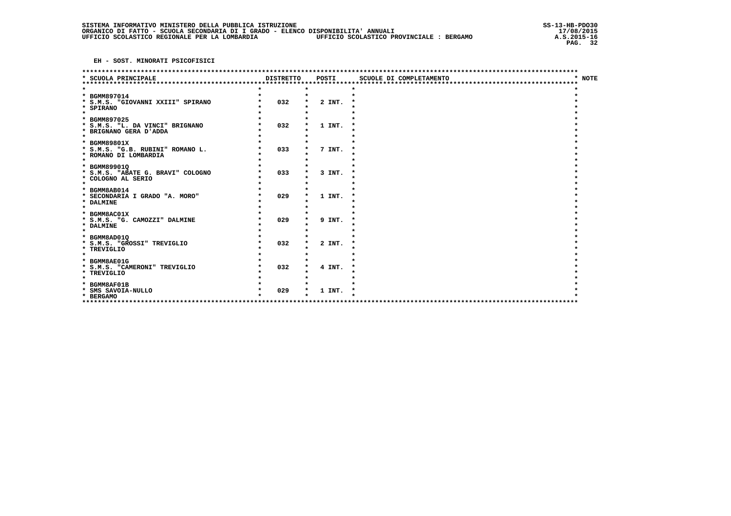SISTEMA INFORMATIVO MINISTERO DELLA PUBBLICA ISTRUZIONE
ORGANICO DI FATTO - SCUOLA SECONDARIA DI I GRADO - ELENCO DISPONIBILITA' ANNUALI
UFFICIO SCOLASTICO REGIONALE PER LA LOMBARDIA — UFFICIO SCOLASTICO PROVINCIALE : BERGAMO

SS-13-HB-PDO30
17/08/2015
A.S.2015-16

**EH - SOST. MINORATI PSICOFISICI**

| SCUOLA PRINCIPALE | DISTRETTO | POSTI | SCUOLE DI COMPLETAMENTO | NOTE |
|---|---|---|---|---|
| BGMM897014<br>S.M.S. "GIOVANNI XXIII" SPIRANO<br>SPIRANO | 032 | 2 INT. | | |
| BGMM897025<br>S.M.S. "L. DA VINCI" BRIGNANO<br>BRIGNANO GERA D'ADDA | 032 | 1 INT. | | |
| BGMM89801X<br>S.M.S. "G.B. RUBINI" ROMANO L.<br>ROMANO DI LOMBARDIA | 033 | 7 INT. | | |
| BGMM89901Q<br>S.M.S. "ABATE G. BRAVI" COLOGNO<br>COLOGNO AL SERIO | 033 | 3 INT. | | |
| BGMM8AB014<br>SECONDARIA I GRADO "A. MORO"<br>DALMINE | 029 | 1 INT. | | |
| BGMM8AC01X<br>S.M.S. "G. CAMOZZI" DALMINE<br>DALMINE | 029 | 9 INT. | | |
| BGMM8AD01Q<br>S.M.S. "GROSSI" TREVIGLIO<br>TREVIGLIO | 032 | 2 INT. | | |
| BGMM8AE01G<br>S.M.S. "CAMERONI" TREVIGLIO<br>TREVIGLIO | 032 | 4 INT. | | |
| BGMM8AF01B<br>SMS SAVOIA-NULLO<br>BERGAMO | 029 | 1 INT. | | |